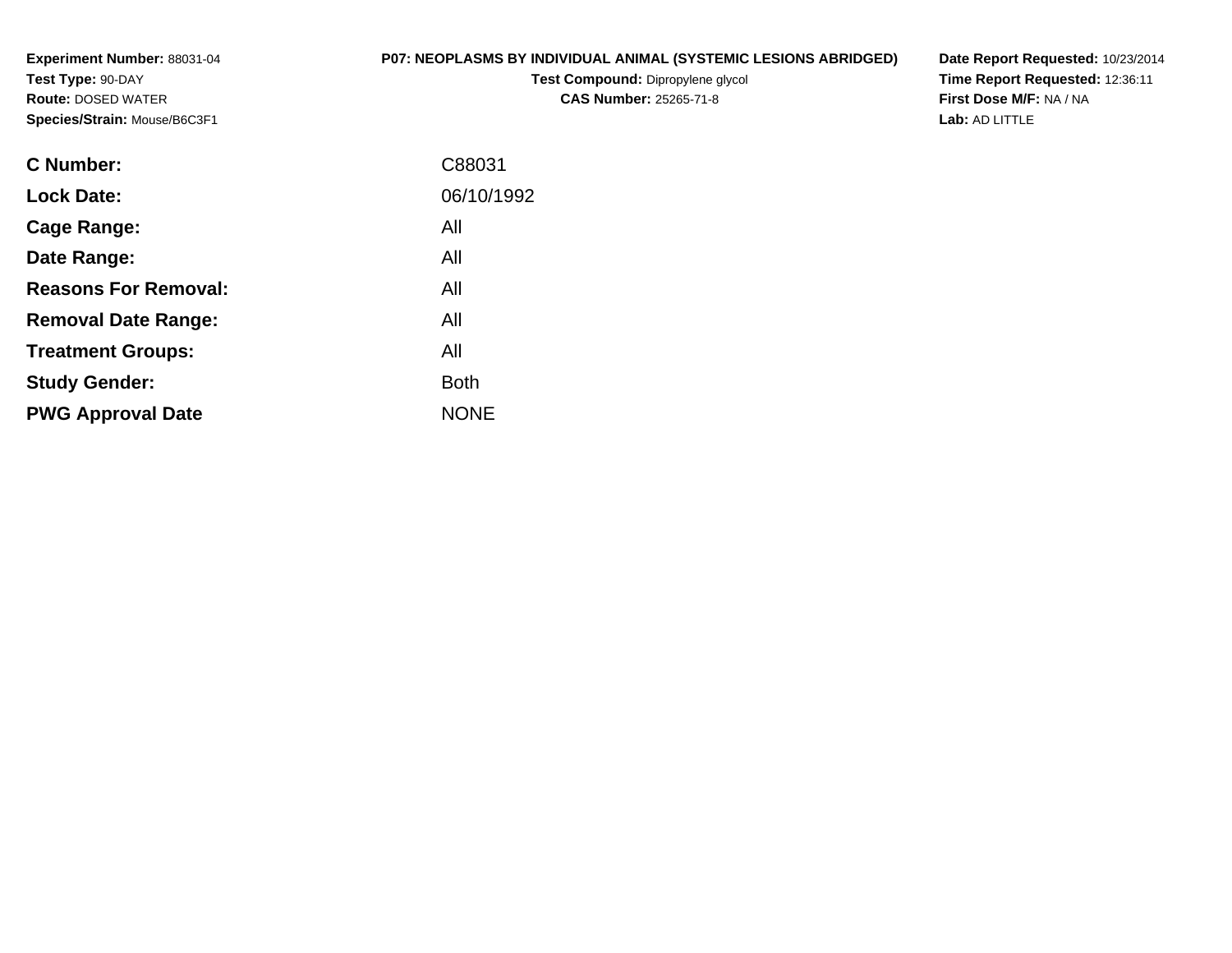**Experiment Number:** 88031-04
**Test Type:** 90-DAY
**Route:** DOSED WATER
**Species/Strain:** Mouse/B6C3F1

**P07: NEOPLASMS BY INDIVIDUAL ANIMAL (SYSTEMIC LESIONS ABRIDGED)**
**Test Compound:** Dipropylene glycol
**CAS Number:** 25265-71-8

**Date Report Requested:** 10/23/2014
**Time Report Requested:** 12:36:11
**First Dose M/F:** NA / NA
**Lab:** AD LITTLE

| | |
|---|---|
| **C Number:** | C88031 |
| **Lock Date:** | 06/10/1992 |
| **Cage Range:** | All |
| **Date Range:** | All |
| **Reasons For Removal:** | All |
| **Removal Date Range:** | All |
| **Treatment Groups:** | All |
| **Study Gender:** | Both |
| **PWG Approval Date** | NONE |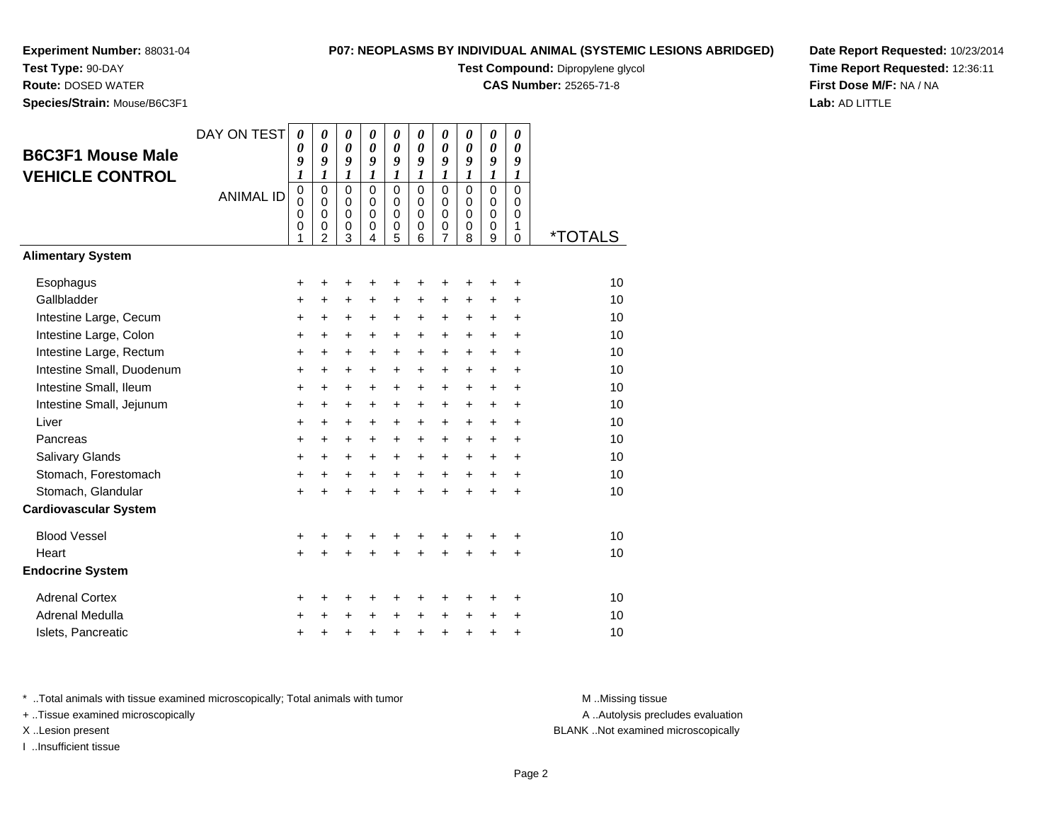**Experiment Number:** 88031-04
**Test Type:** 90-DAY
**Route:** DOSED WATER
**Species/Strain:** Mouse/B6C3F1

**P07: NEOPLASMS BY INDIVIDUAL ANIMAL (SYSTEMIC LESIONS ABRIDGED)**
**Test Compound:** Dipropylene glycol
**CAS Number:** 25265-71-8

**Date Report Requested:** 10/23/2014
**Time Report Requested:** 12:36:11
**First Dose M/F:** NA / NA
**Lab:** AD LITTLE

## B6C3F1 Mouse Male VEHICLE CONTROL

| DAY ON TEST | 0091 | 0091 | 0091 | 0091 | 0091 | 0091 | 0091 | 0091 | 0091 | 0091 | |
|---|---|---|---|---|---|---|---|---|---|---|---|
| **ANIMAL ID** | 00001 | 00002 | 00003 | 00004 | 00005 | 00006 | 00007 | 00008 | 00009 | 00010 | ***TOTALS** |
| **Alimentary System** | | | | | | | | | | | |
| Esophagus | + | + | + | + | + | + | + | + | + | + | 10 |
| Gallbladder | + | + | + | + | + | + | + | + | + | + | 10 |
| Intestine Large, Cecum | + | + | + | + | + | + | + | + | + | + | 10 |
| Intestine Large, Colon | + | + | + | + | + | + | + | + | + | + | 10 |
| Intestine Large, Rectum | + | + | + | + | + | + | + | + | + | + | 10 |
| Intestine Small, Duodenum | + | + | + | + | + | + | + | + | + | + | 10 |
| Intestine Small, Ileum | + | + | + | + | + | + | + | + | + | + | 10 |
| Intestine Small, Jejunum | + | + | + | + | + | + | + | + | + | + | 10 |
| Liver | + | + | + | + | + | + | + | + | + | + | 10 |
| Pancreas | + | + | + | + | + | + | + | + | + | + | 10 |
| Salivary Glands | + | + | + | + | + | + | + | + | + | + | 10 |
| Stomach, Forestomach | + | + | + | + | + | + | + | + | + | + | 10 |
| Stomach, Glandular | + | + | + | + | + | + | + | + | + | + | 10 |
| **Cardiovascular System** | | | | | | | | | | | |
| Blood Vessel | + | + | + | + | + | + | + | + | + | + | 10 |
| Heart | + | + | + | + | + | + | + | + | + | + | 10 |
| **Endocrine System** | | | | | | | | | | | |
| Adrenal Cortex | + | + | + | + | + | + | + | + | + | + | 10 |
| Adrenal Medulla | + | + | + | + | + | + | + | + | + | + | 10 |
| Islets, Pancreatic | + | + | + | + | + | + | + | + | + | + | 10 |

* ..Total animals with tissue examined microscopically; Total animals with tumor
+ ..Tissue examined microscopically
X ..Lesion present
I ..Insufficient tissue

M ..Missing tissue
A ..Autolysis precludes evaluation
BLANK ..Not examined microscopically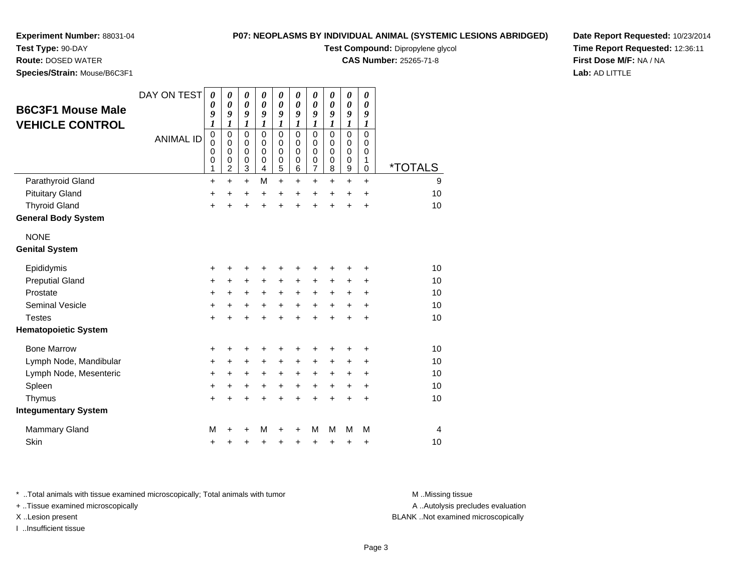**Experiment Number:** 88031-04
**Test Type:** 90-DAY
**Route:** DOSED WATER
**Species/Strain:** Mouse/B6C3F1

**P07: NEOPLASMS BY INDIVIDUAL ANIMAL (SYSTEMIC LESIONS ABRIDGED)**
**Test Compound:** Dipropylene glycol
**CAS Number:** 25265-71-8

**Date Report Requested:** 10/23/2014
**Time Report Requested:** 12:36:11
**First Dose M/F:** NA / NA
**Lab:** AD LITTLE

## B6C3F1 Mouse Male VEHICLE CONTROL

| DAY ON TEST | 0091 | 0091 | 0091 | 0091 | 0091 | 0091 | 0091 | 0091 | 0091 | 0091 | |
|---|---|---|---|---|---|---|---|---|---|---|---|
| ANIMAL ID | 00001 | 00002 | 00003 | 00004 | 00005 | 00006 | 00007 | 00008 | 00009 | 00010 | *TOTALS |
| Parathyroid Gland | + | + | + | M | + | + | + | + | + | + | 9 |
| Pituitary Gland | + | + | + | + | + | + | + | + | + | + | 10 |
| Thyroid Gland | + | + | + | + | + | + | + | + | + | + | 10 |
| **General Body System** | | | | | | | | | | | |
| NONE | | | | | | | | | | | |
| **Genital System** | | | | | | | | | | | |
| Epididymis | + | + | + | + | + | + | + | + | + | + | 10 |
| Preputial Gland | + | + | + | + | + | + | + | + | + | + | 10 |
| Prostate | + | + | + | + | + | + | + | + | + | + | 10 |
| Seminal Vesicle | + | + | + | + | + | + | + | + | + | + | 10 |
| Testes | + | + | + | + | + | + | + | + | + | + | 10 |
| **Hematopoietic System** | | | | | | | | | | | |
| Bone Marrow | + | + | + | + | + | + | + | + | + | + | 10 |
| Lymph Node, Mandibular | + | + | + | + | + | + | + | + | + | + | 10 |
| Lymph Node, Mesenteric | + | + | + | + | + | + | + | + | + | + | 10 |
| Spleen | + | + | + | + | + | + | + | + | + | + | 10 |
| Thymus | + | + | + | + | + | + | + | + | + | + | 10 |
| **Integumentary System** | | | | | | | | | | | |
| Mammary Gland | M | + | + | M | + | + | M | M | M | M | 4 |
| Skin | + | + | + | + | + | + | + | + | + | + | 10 |

* ..Total animals with tissue examined microscopically; Total animals with tumor
+ ..Tissue examined microscopically
X ..Lesion present
I ..Insufficient tissue

M ..Missing tissue
A ..Autolysis precludes evaluation
BLANK ..Not examined microscopically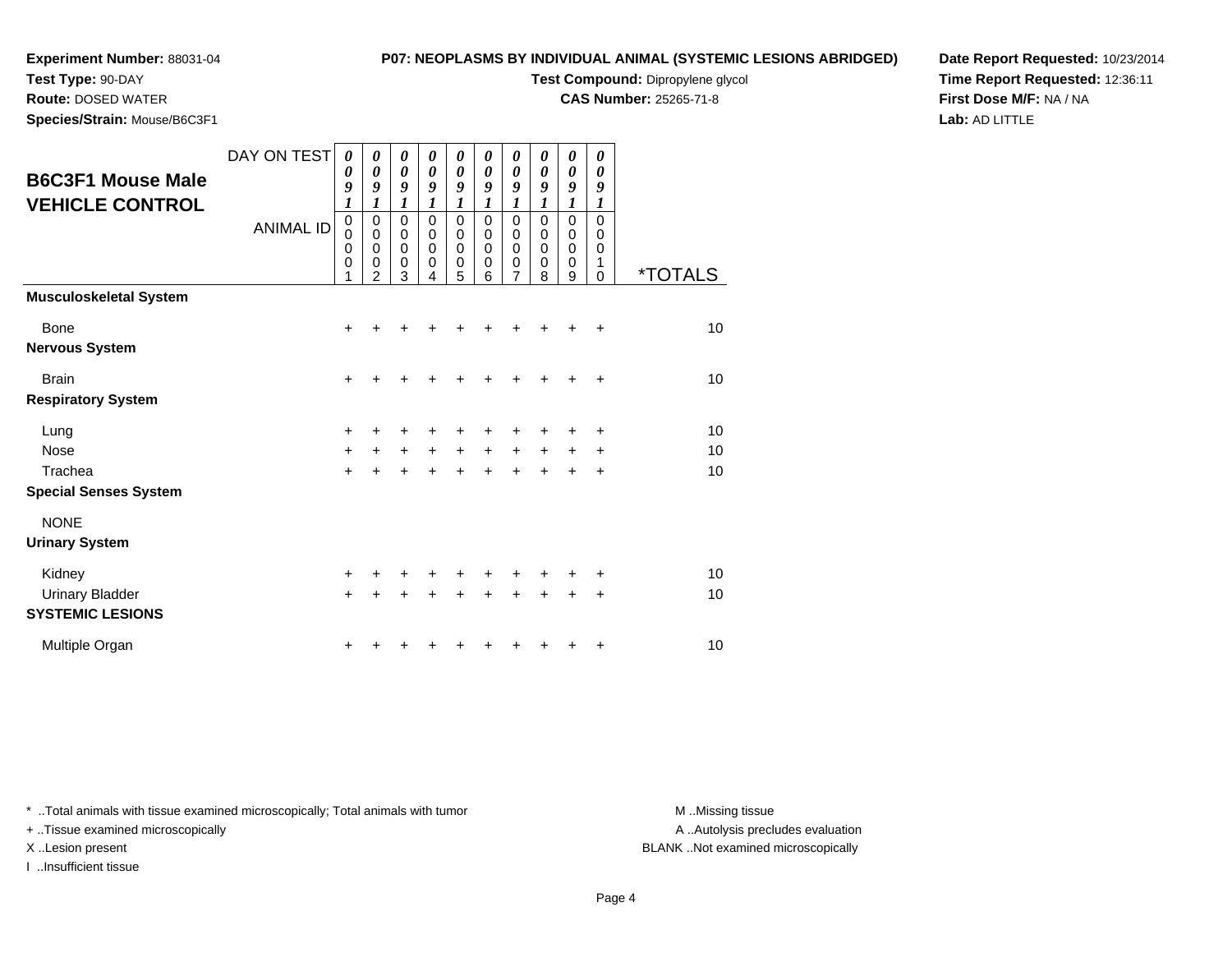**Experiment Number:** 88031-04
**Test Type:** 90-DAY
**Route:** DOSED WATER
**Species/Strain:** Mouse/B6C3F1

**P07: NEOPLASMS BY INDIVIDUAL ANIMAL (SYSTEMIC LESIONS ABRIDGED)**
**Test Compound:** Dipropylene glycol
**CAS Number:** 25265-71-8

**Date Report Requested:** 10/23/2014
**Time Report Requested:** 12:36:11
**First Dose M/F:** NA / NA
**Lab:** AD LITTLE

## B6C3F1 Mouse Male VEHICLE CONTROL

| DAY ON TEST | 0091 | 0091 | 0091 | 0091 | 0091 | 0091 | 0091 | 0091 | 0091 | 0091 | |
|---|---|---|---|---|---|---|---|---|---|---|---|
| ANIMAL ID | 00001 | 00002 | 00003 | 00004 | 00005 | 00006 | 00007 | 00008 | 00009 | 00010 | *TOTALS |
| **Musculoskeletal System** | | | | | | | | | | | |
| Bone | + | + | + | + | + | + | + | + | + | + | 10 |
| **Nervous System** | | | | | | | | | | | |
| Brain | + | + | + | + | + | + | + | + | + | + | 10 |
| **Respiratory System** | | | | | | | | | | | |
| Lung | + | + | + | + | + | + | + | + | + | + | 10 |
| Nose | + | + | + | + | + | + | + | + | + | + | 10 |
| Trachea | + | + | + | + | + | + | + | + | + | + | 10 |
| **Special Senses System** | | | | | | | | | | | |
| NONE | | | | | | | | | | | |
| **Urinary System** | | | | | | | | | | | |
| Kidney | + | + | + | + | + | + | + | + | + | + | 10 |
| Urinary Bladder | + | + | + | + | + | + | + | + | + | + | 10 |
| **SYSTEMIC LESIONS** | | | | | | | | | | | |
| Multiple Organ | + | + | + | + | + | + | + | + | + | + | 10 |

* ..Total animals with tissue examined microscopically; Total animals with tumor
+ ..Tissue examined microscopically
X ..Lesion present
I ..Insufficient tissue

M ..Missing tissue
A ..Autolysis precludes evaluation
BLANK ..Not examined microscopically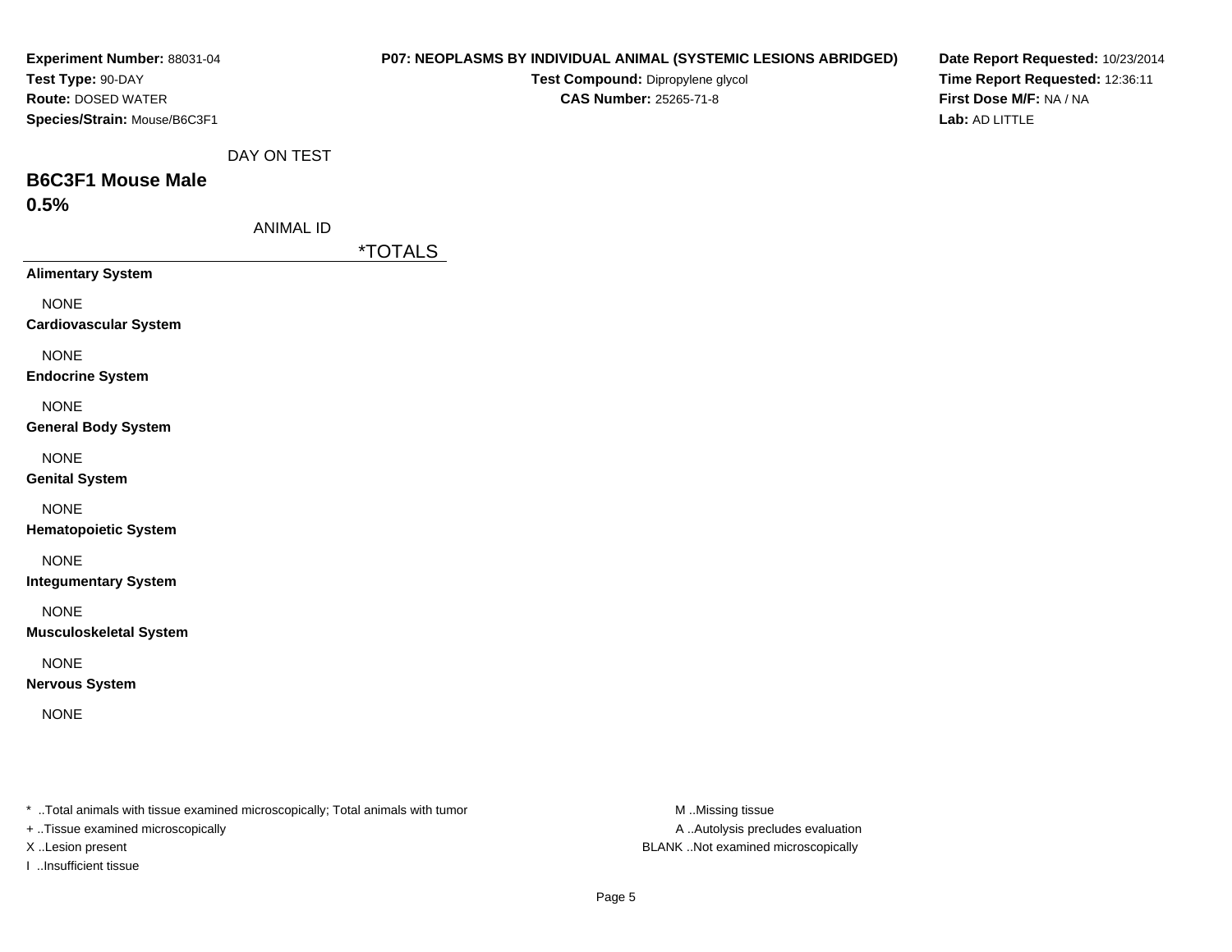**Experiment Number:** 88031-04
**Test Type:** 90-DAY
**Route:** DOSED WATER
**Species/Strain:** Mouse/B6C3F1

**P07: NEOPLASMS BY INDIVIDUAL ANIMAL (SYSTEMIC LESIONS ABRIDGED)**
**Test Compound:** Dipropylene glycol
**CAS Number:** 25265-71-8

**Date Report Requested:** 10/23/2014
**Time Report Requested:** 12:36:11
**First Dose M/F:** NA / NA
**Lab:** AD LITTLE

DAY ON TEST

## B6C3F1 Mouse Male
## 0.5%

ANIMAL ID

| | *TOTALS |
|---|---|
| **Alimentary System** | |
| NONE | |
| **Cardiovascular System** | |
| NONE | |
| **Endocrine System** | |
| NONE | |
| **General Body System** | |
| NONE | |
| **Genital System** | |
| NONE | |
| **Hematopoietic System** | |
| NONE | |
| **Integumentary System** | |
| NONE | |
| **Musculoskeletal System** | |
| NONE | |
| **Nervous System** | |
| NONE | |

* ..Total animals with tissue examined microscopically; Total animals with tumor
+ ..Tissue examined microscopically
X ..Lesion present
I ..Insufficient tissue

M ..Missing tissue
A ..Autolysis precludes evaluation
BLANK ..Not examined microscopically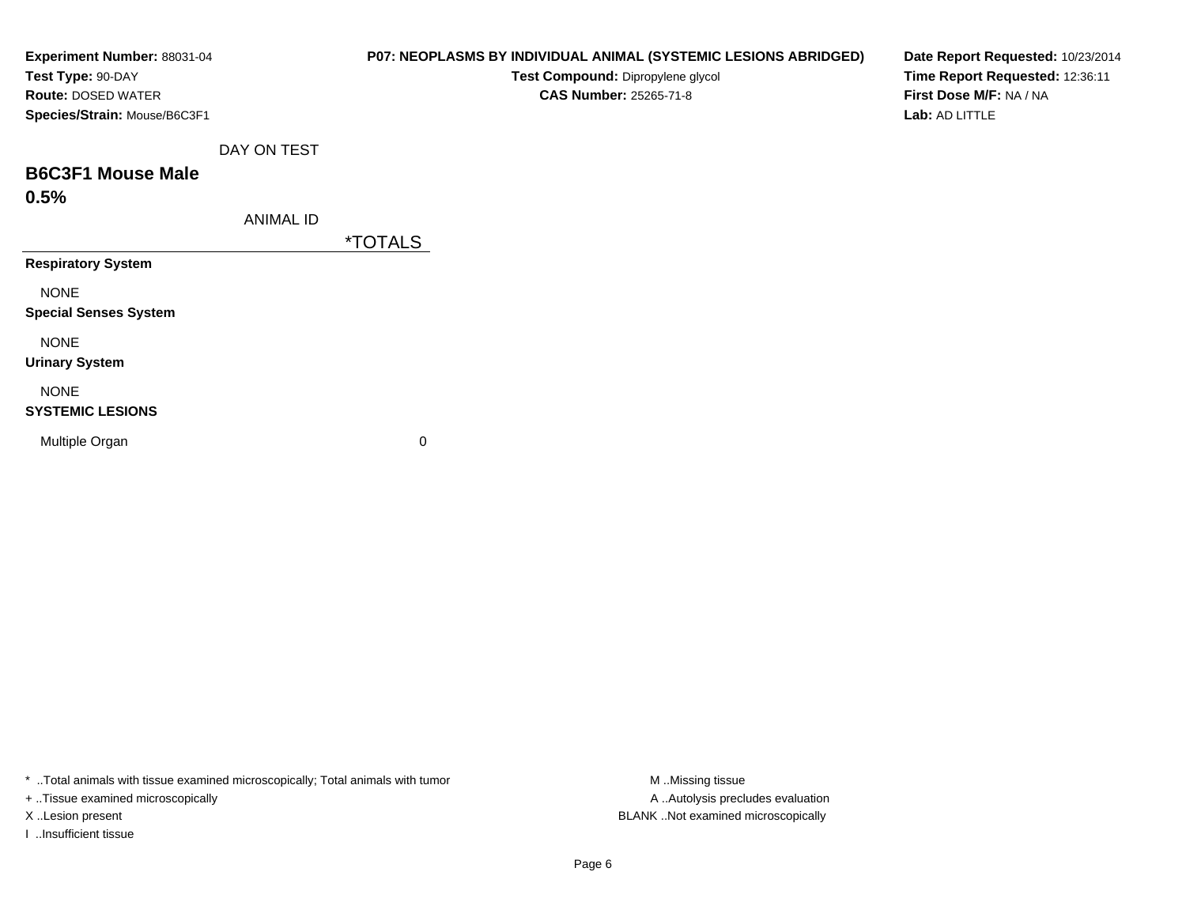**Experiment Number:** 88031-04
**Test Type:** 90-DAY
**Route:** DOSED WATER
**Species/Strain:** Mouse/B6C3F1

**P07: NEOPLASMS BY INDIVIDUAL ANIMAL (SYSTEMIC LESIONS ABRIDGED)**
**Test Compound:** Dipropylene glycol
**CAS Number:** 25265-71-8

**Date Report Requested:** 10/23/2014
**Time Report Requested:** 12:36:11
**First Dose M/F:** NA / NA
**Lab:** AD LITTLE

DAY ON TEST

## B6C3F1 Mouse Male

## 0.5%

ANIMAL ID

| | *TOTALS |
|---|---|
| **Respiratory System** | |
| NONE | |
| **Special Senses System** | |
| NONE | |
| **Urinary System** | |
| NONE | |
| **SYSTEMIC LESIONS** | |
| Multiple Organ | 0 |

* ..Total animals with tissue examined microscopically; Total animals with tumor
+ ..Tissue examined microscopically
X ..Lesion present
I ..Insufficient tissue

M ..Missing tissue
A ..Autolysis precludes evaluation
BLANK ..Not examined microscopically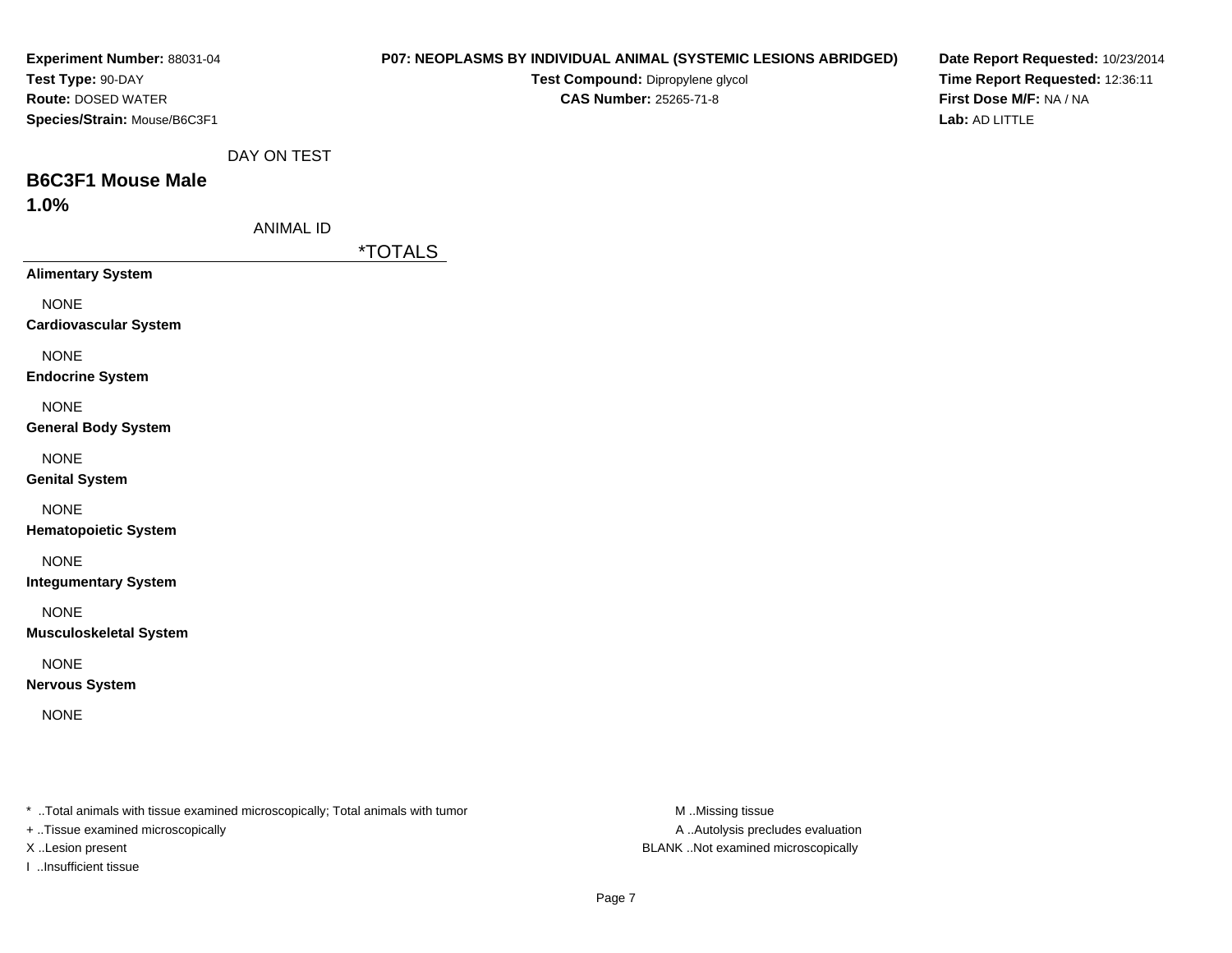**Experiment Number:** 88031-04
**Test Type:** 90-DAY
**Route:** DOSED WATER
**Species/Strain:** Mouse/B6C3F1

**P07: NEOPLASMS BY INDIVIDUAL ANIMAL (SYSTEMIC LESIONS ABRIDGED)**
**Test Compound:** Dipropylene glycol
**CAS Number:** 25265-71-8

**Date Report Requested:** 10/23/2014
**Time Report Requested:** 12:36:11
**First Dose M/F:** NA / NA
**Lab:** AD LITTLE

DAY ON TEST

## B6C3F1 Mouse Male

## 1.0%

ANIMAL ID

| | *TOTALS |
|---|---|
| **Alimentary System** | |
| NONE | |
| **Cardiovascular System** | |
| NONE | |
| **Endocrine System** | |
| NONE | |
| **General Body System** | |
| NONE | |
| **Genital System** | |
| NONE | |
| **Hematopoietic System** | |
| NONE | |
| **Integumentary System** | |
| NONE | |
| **Musculoskeletal System** | |
| NONE | |
| **Nervous System** | |
| NONE | |

* ..Total animals with tissue examined microscopically; Total animals with tumor
+ ..Tissue examined microscopically
X ..Lesion present
I ..Insufficient tissue

M ..Missing tissue
A ..Autolysis precludes evaluation
BLANK ..Not examined microscopically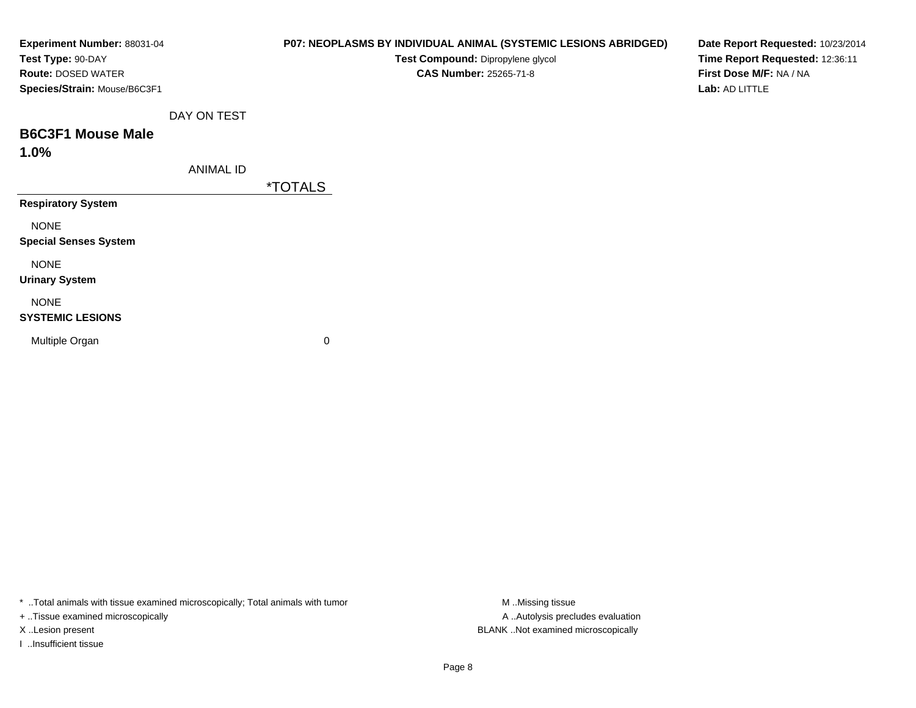**Experiment Number:** 88031-04
**Test Type:** 90-DAY
**Route:** DOSED WATER
**Species/Strain:** Mouse/B6C3F1

**P07: NEOPLASMS BY INDIVIDUAL ANIMAL (SYSTEMIC LESIONS ABRIDGED)**
**Test Compound:** Dipropylene glycol
**CAS Number:** 25265-71-8

**Date Report Requested:** 10/23/2014
**Time Report Requested:** 12:36:11
**First Dose M/F:** NA / NA
**Lab:** AD LITTLE

DAY ON TEST

## B6C3F1 Mouse Male
## 1.0%

ANIMAL ID

| | *TOTALS |
|---|---|
| **Respiratory System** | |
| NONE | |
| **Special Senses System** | |
| NONE | |
| **Urinary System** | |
| NONE | |
| **SYSTEMIC LESIONS** | |
| Multiple Organ | 0 |

* ..Total animals with tissue examined microscopically; Total animals with tumor
+ ..Tissue examined microscopically
X ..Lesion present
I ..Insufficient tissue

M ..Missing tissue
A ..Autolysis precludes evaluation
BLANK ..Not examined microscopically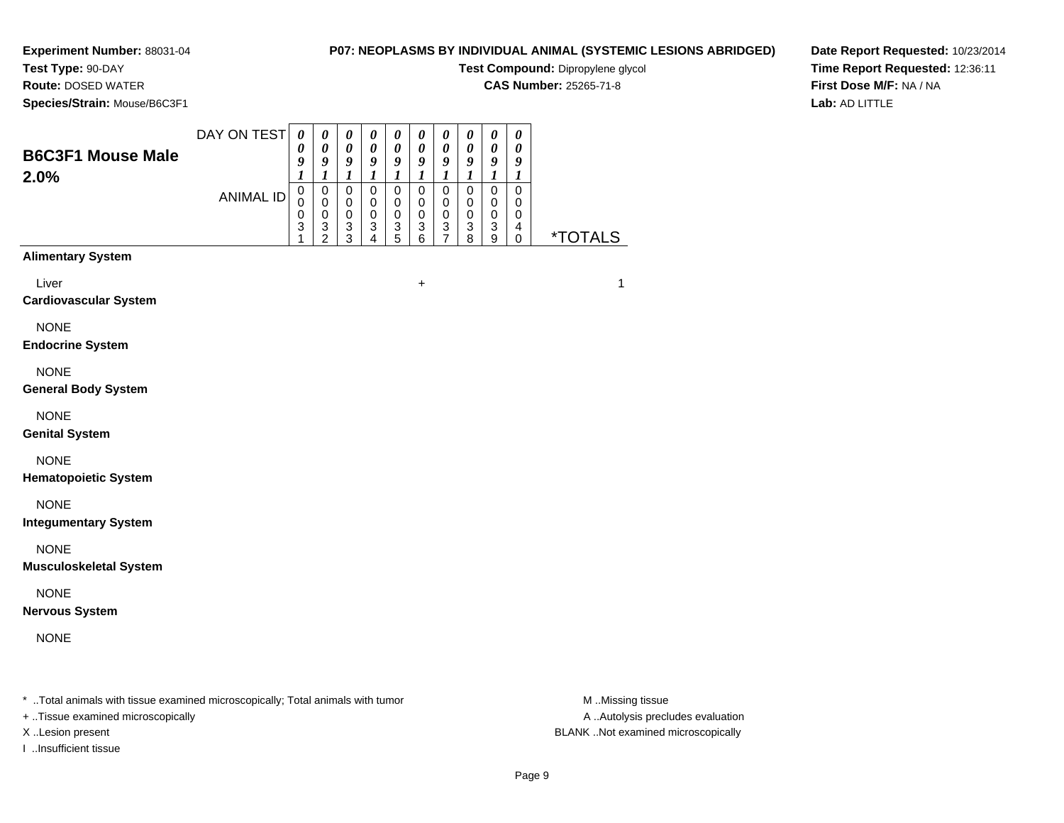**Experiment Number:** 88031-04
**Test Type:** 90-DAY
**Route:** DOSED WATER
**Species/Strain:** Mouse/B6C3F1

**P07: NEOPLASMS BY INDIVIDUAL ANIMAL (SYSTEMIC LESIONS ABRIDGED)**
**Test Compound:** Dipropylene glycol
**CAS Number:** 25265-71-8

**Date Report Requested:** 10/23/2014
**Time Report Requested:** 12:36:11
**First Dose M/F:** NA / NA
**Lab:** AD LITTLE

## B6C3F1 Mouse Male 2.0%

| DAY ON TEST | 0091 | 0091 | 0091 | 0091 | 0091 | 0091 | 0091 | 0091 | 0091 | 0091 | |
|---|---|---|---|---|---|---|---|---|---|---|---|
| **ANIMAL ID** | 00031 | 00032 | 00033 | 00034 | 00035 | 00036 | 00037 | 00038 | 00039 | 00040 | ***TOTALS** |
| **Alimentary System** | | | | | | | | | | | |
| Liver | | | | | | + | | | | | 1 |
| **Cardiovascular System** | | | | | | | | | | | |
| NONE | | | | | | | | | | | |
| **Endocrine System** | | | | | | | | | | | |
| NONE | | | | | | | | | | | |
| **General Body System** | | | | | | | | | | | |
| NONE | | | | | | | | | | | |
| **Genital System** | | | | | | | | | | | |
| NONE | | | | | | | | | | | |
| **Hematopoietic System** | | | | | | | | | | | |
| NONE | | | | | | | | | | | |
| **Integumentary System** | | | | | | | | | | | |
| NONE | | | | | | | | | | | |
| **Musculoskeletal System** | | | | | | | | | | | |
| NONE | | | | | | | | | | | |
| **Nervous System** | | | | | | | | | | | |
| NONE | | | | | | | | | | | |

* ..Total animals with tissue examined microscopically; Total animals with tumor
+ ..Tissue examined microscopically
X ..Lesion present
I ..Insufficient tissue

M ..Missing tissue
A ..Autolysis precludes evaluation
BLANK ..Not examined microscopically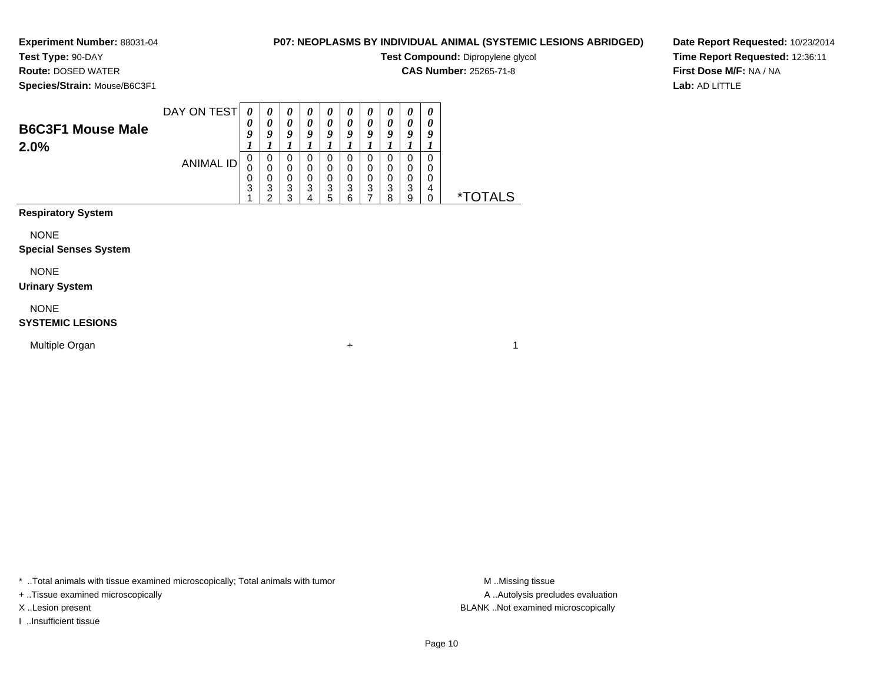**Experiment Number:** 88031-04
**Test Type:** 90-DAY
**Route:** DOSED WATER
**Species/Strain:** Mouse/B6C3F1

**P07: NEOPLASMS BY INDIVIDUAL ANIMAL (SYSTEMIC LESIONS ABRIDGED)**
**Test Compound:** Dipropylene glycol
**CAS Number:** 25265-71-8

**Date Report Requested:** 10/23/2014
**Time Report Requested:** 12:36:11
**First Dose M/F:** NA / NA
**Lab:** AD LITTLE

## B6C3F1 Mouse Male 2.0%

| DAY ON TEST | 0091 | 0091 | 0091 | 0091 | 0091 | 0091 | 0091 | 0091 | 0091 | 0091 | |
|---|---|---|---|---|---|---|---|---|---|---|---|
| ANIMAL ID | 00031 | 00032 | 00033 | 00034 | 00035 | 00036 | 00037 | 00038 | 00039 | 00040 | *TOTALS |
| **Respiratory System** | | | | | | | | | | | |
| NONE | | | | | | | | | | | |
| **Special Senses System** | | | | | | | | | | | |
| NONE | | | | | | | | | | | |
| **Urinary System** | | | | | | | | | | | |
| NONE | | | | | | | | | | | |
| **SYSTEMIC LESIONS** | | | | | | | | | | | |
| Multiple Organ | | | | | | + | | | | | 1 |

* ..Total animals with tissue examined microscopically; Total animals with tumor
+ ..Tissue examined microscopically
X ..Lesion present
I ..Insufficient tissue

M ..Missing tissue
A ..Autolysis precludes evaluation
BLANK ..Not examined microscopically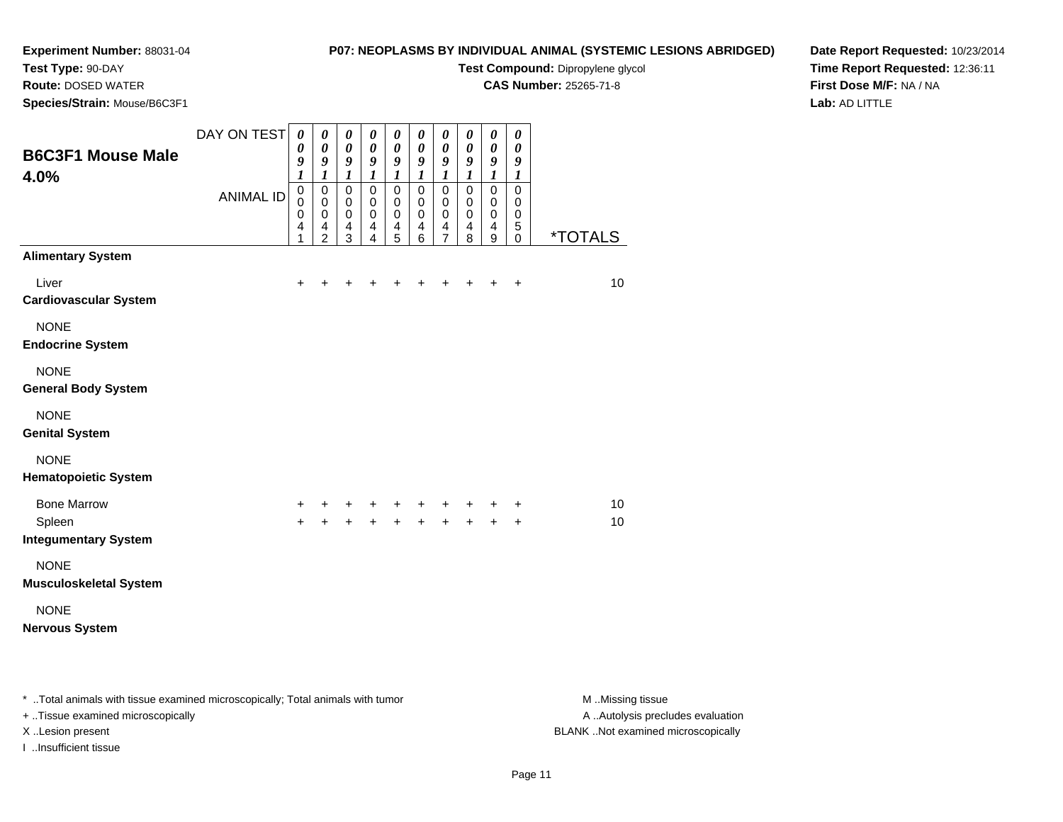**Experiment Number:** 88031-04
**Test Type:** 90-DAY
**Route:** DOSED WATER
**Species/Strain:** Mouse/B6C3F1

**P07: NEOPLASMS BY INDIVIDUAL ANIMAL (SYSTEMIC LESIONS ABRIDGED)**
**Test Compound:** Dipropylene glycol
**CAS Number:** 25265-71-8

**Date Report Requested:** 10/23/2014
**Time Report Requested:** 12:36:11
**First Dose M/F:** NA / NA
**Lab:** AD LITTLE

## B6C3F1 Mouse Male 4.0%

| DAY ON TEST | 0091 | 0091 | 0091 | 0091 | 0091 | 0091 | 0091 | 0091 | 0091 | 0091 | |
|---|---|---|---|---|---|---|---|---|---|---|---|
| **ANIMAL ID** | 00041 | 00042 | 00043 | 00044 | 00045 | 00046 | 00047 | 00048 | 00049 | 00050 | ***TOTALS** |
| **Alimentary System** | | | | | | | | | | | |
| Liver | + | + | + | + | + | + | + | + | + | + | 10 |
| **Cardiovascular System** | | | | | | | | | | | |
| NONE | | | | | | | | | | | |
| **Endocrine System** | | | | | | | | | | | |
| NONE | | | | | | | | | | | |
| **General Body System** | | | | | | | | | | | |
| NONE | | | | | | | | | | | |
| **Genital System** | | | | | | | | | | | |
| NONE | | | | | | | | | | | |
| **Hematopoietic System** | | | | | | | | | | | |
| Bone Marrow | + | + | + | + | + | + | + | + | + | + | 10 |
| Spleen | + | + | + | + | + | + | + | + | + | + | 10 |
| **Integumentary System** | | | | | | | | | | | |
| NONE | | | | | | | | | | | |
| **Musculoskeletal System** | | | | | | | | | | | |
| NONE | | | | | | | | | | | |
| **Nervous System** | | | | | | | | | | | |

* ..Total animals with tissue examined microscopically; Total animals with tumor
+ ..Tissue examined microscopically
X ..Lesion present
I ..Insufficient tissue

M ..Missing tissue
A ..Autolysis precludes evaluation
BLANK ..Not examined microscopically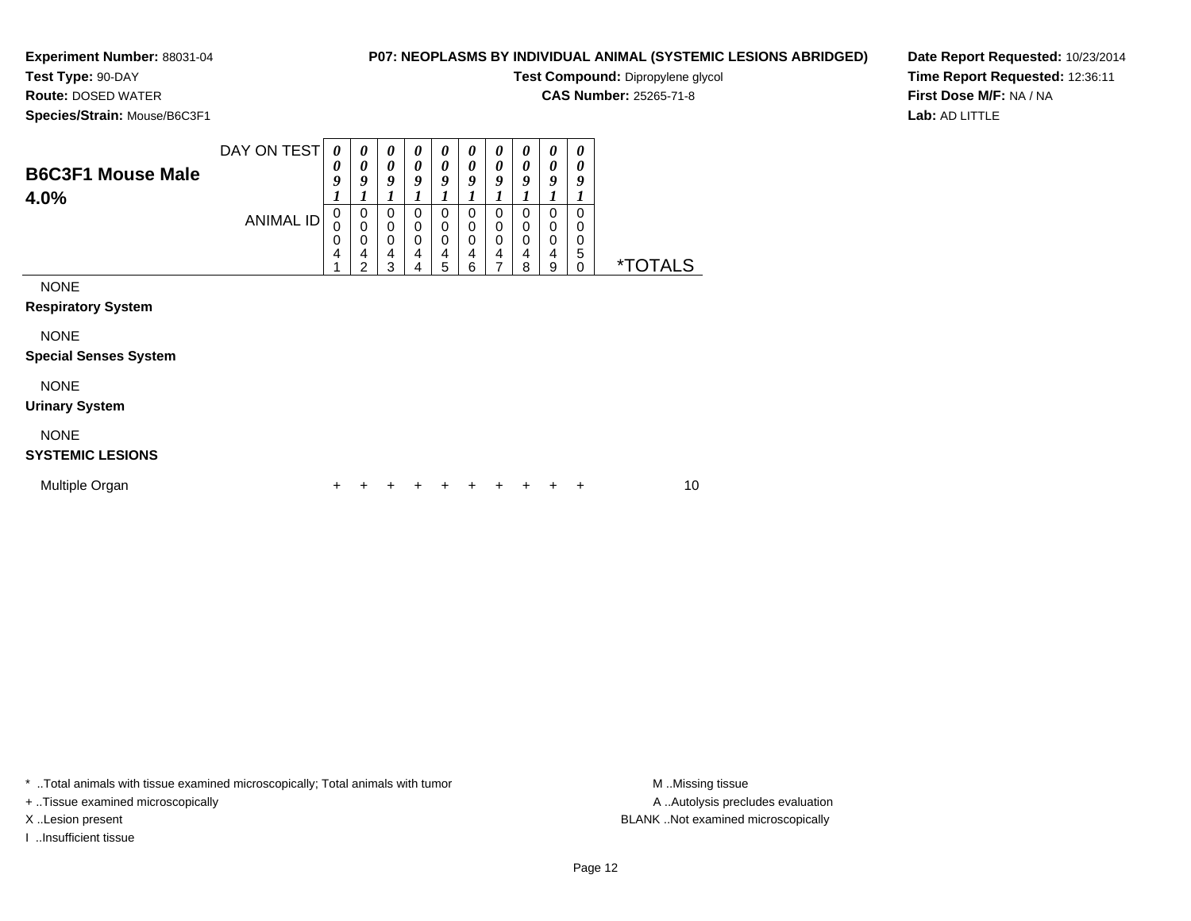**Experiment Number:** 88031-04
**Test Type:** 90-DAY
**Route:** DOSED WATER
**Species/Strain:** Mouse/B6C3F1

**P07: NEOPLASMS BY INDIVIDUAL ANIMAL (SYSTEMIC LESIONS ABRIDGED)**
**Test Compound:** Dipropylene glycol
**CAS Number:** 25265-71-8

**Date Report Requested:** 10/23/2014
**Time Report Requested:** 12:36:11
**First Dose M/F:** NA / NA
**Lab:** AD LITTLE

## B6C3F1 Mouse Male 4.0%

| DAY ON TEST | 0091 | 0091 | 0091 | 0091 | 0091 | 0091 | 0091 | 0091 | 0091 | 0091 | |
|---|---|---|---|---|---|---|---|---|---|---|---|
| ANIMAL ID | 00041 | 00042 | 00043 | 00044 | 00045 | 00046 | 00047 | 00048 | 00049 | 00050 | *TOTALS |
| NONE | | | | | | | | | | | |
| **Respiratory System** | | | | | | | | | | | |
| NONE | | | | | | | | | | | |
| **Special Senses System** | | | | | | | | | | | |
| NONE | | | | | | | | | | | |
| **Urinary System** | | | | | | | | | | | |
| NONE | | | | | | | | | | | |
| **SYSTEMIC LESIONS** | | | | | | | | | | | |
| Multiple Organ | + | + | + | + | + | + | + | + | + | + | 10 |

\* ..Total animals with tissue examined microscopically; Total animals with tumor
+ ..Tissue examined microscopically
X ..Lesion present
I ..Insufficient tissue

M ..Missing tissue
A ..Autolysis precludes evaluation
BLANK ..Not examined microscopically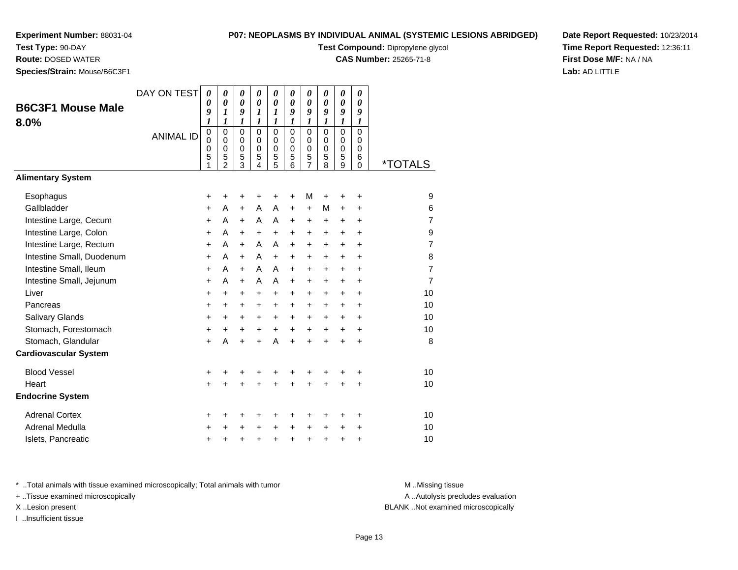**Experiment Number:** 88031-04
**Test Type:** 90-DAY
**Route:** DOSED WATER
**Species/Strain:** Mouse/B6C3F1

**P07: NEOPLASMS BY INDIVIDUAL ANIMAL (SYSTEMIC LESIONS ABRIDGED)**
**Test Compound:** Dipropylene glycol
**CAS Number:** 25265-71-8

**Date Report Requested:** 10/23/2014
**Time Report Requested:** 12:36:11
**First Dose M/F:** NA / NA
**Lab:** AD LITTLE

## B6C3F1 Mouse Male 8.0%

| DAY ON TEST | 0091 | 0011 | 0091 | 0011 | 0011 | 0091 | 0091 | 0091 | 0091 | 0091 | |
|---|---|---|---|---|---|---|---|---|---|---|---|
| ANIMAL ID | 00051 | 00052 | 00053 | 00054 | 00055 | 00056 | 00057 | 00058 | 00059 | 00060 | *TOTALS |
| **Alimentary System** | | | | | | | | | | | |
| Esophagus | + | + | + | + | + | + | M | + | + | + | 9 |
| Gallbladder | + | A | + | A | A | + | + | M | + | + | 6 |
| Intestine Large, Cecum | + | A | + | A | A | + | + | + | + | + | 7 |
| Intestine Large, Colon | + | A | + | + | + | + | + | + | + | + | 9 |
| Intestine Large, Rectum | + | A | + | A | A | + | + | + | + | + | 7 |
| Intestine Small, Duodenum | + | A | + | A | + | + | + | + | + | + | 8 |
| Intestine Small, Ileum | + | A | + | A | A | + | + | + | + | + | 7 |
| Intestine Small, Jejunum | + | A | + | A | A | + | + | + | + | + | 7 |
| Liver | + | + | + | + | + | + | + | + | + | + | 10 |
| Pancreas | + | + | + | + | + | + | + | + | + | + | 10 |
| Salivary Glands | + | + | + | + | + | + | + | + | + | + | 10 |
| Stomach, Forestomach | + | + | + | + | + | + | + | + | + | + | 10 |
| Stomach, Glandular | + | A | + | + | A | + | + | + | + | + | 8 |
| **Cardiovascular System** | | | | | | | | | | | |
| Blood Vessel | + | + | + | + | + | + | + | + | + | + | 10 |
| Heart | + | + | + | + | + | + | + | + | + | + | 10 |
| **Endocrine System** | | | | | | | | | | | |
| Adrenal Cortex | + | + | + | + | + | + | + | + | + | + | 10 |
| Adrenal Medulla | + | + | + | + | + | + | + | + | + | + | 10 |
| Islets, Pancreatic | + | + | + | + | + | + | + | + | + | + | 10 |

\* ..Total animals with tissue examined microscopically; Total animals with tumor
\+ ..Tissue examined microscopically
X ..Lesion present
I ..Insufficient tissue

M ..Missing tissue
A ..Autolysis precludes evaluation
BLANK ..Not examined microscopically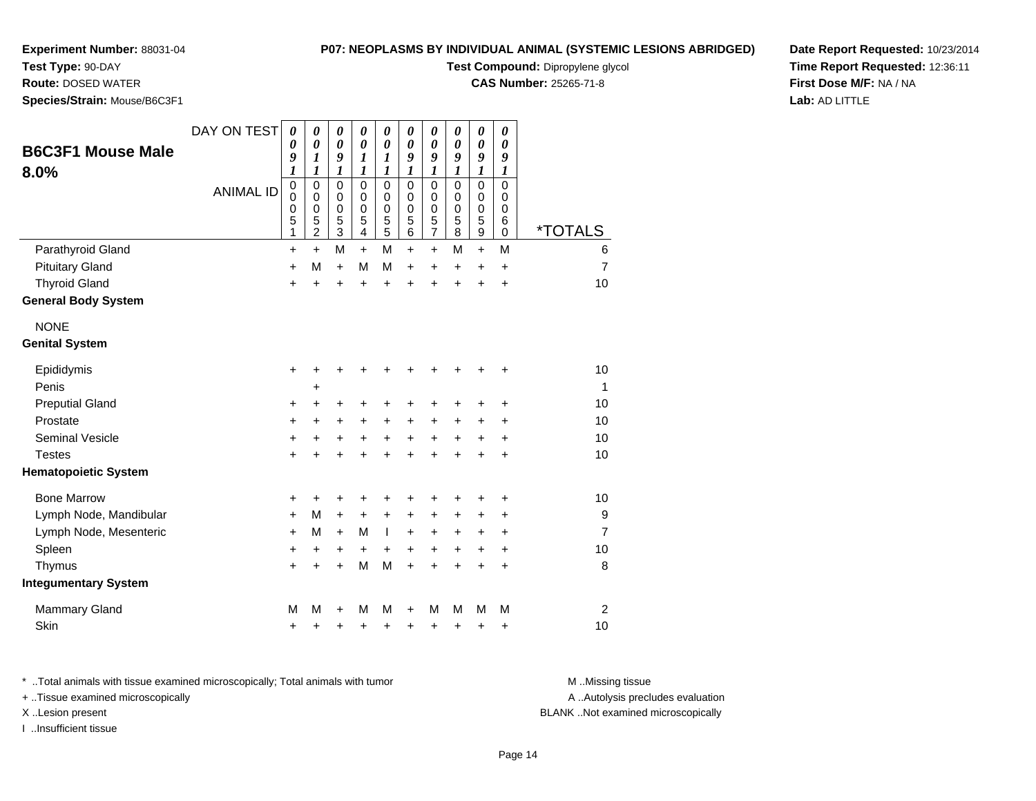**Experiment Number:** 88031-04
**Test Type:** 90-DAY
**Route:** DOSED WATER
**Species/Strain:** Mouse/B6C3F1

**P07: NEOPLASMS BY INDIVIDUAL ANIMAL (SYSTEMIC LESIONS ABRIDGED)**
**Test Compound:** Dipropylene glycol
**CAS Number:** 25265-71-8

**Date Report Requested:** 10/23/2014
**Time Report Requested:** 12:36:11
**First Dose M/F:** NA / NA
**Lab:** AD LITTLE

## B6C3F1 Mouse Male 8.0%

| DAY ON TEST | 0091 | 0011 | 0091 | 0011 | 0011 | 0091 | 0091 | 0091 | 0091 | 0091 | |
|---|---|---|---|---|---|---|---|---|---|---|---|
| ANIMAL ID | 00051 | 00052 | 00053 | 00054 | 00055 | 00056 | 00057 | 00058 | 00059 | 00060 | *TOTALS |
| Parathyroid Gland | + | + | M | + | M | + | + | M | + | M | 6 |
| Pituitary Gland | + | M | + | M | M | + | + | + | + | + | 7 |
| Thyroid Gland | + | + | + | + | + | + | + | + | + | + | 10 |
| **General Body System** | | | | | | | | | | | |
| NONE | | | | | | | | | | | |
| **Genital System** | | | | | | | | | | | |
| Epididymis | + | + | + | + | + | + | + | + | + | + | 10 |
| Penis | | + | | | | | | | | | 1 |
| Preputial Gland | + | + | + | + | + | + | + | + | + | + | 10 |
| Prostate | + | + | + | + | + | + | + | + | + | + | 10 |
| Seminal Vesicle | + | + | + | + | + | + | + | + | + | + | 10 |
| Testes | + | + | + | + | + | + | + | + | + | + | 10 |
| **Hematopoietic System** | | | | | | | | | | | |
| Bone Marrow | + | + | + | + | + | + | + | + | + | + | 10 |
| Lymph Node, Mandibular | + | M | + | + | + | + | + | + | + | + | 9 |
| Lymph Node, Mesenteric | + | M | + | M | I | + | + | + | + | + | 7 |
| Spleen | + | + | + | + | + | + | + | + | + | + | 10 |
| Thymus | + | + | + | M | M | + | + | + | + | + | 8 |
| **Integumentary System** | | | | | | | | | | | |
| Mammary Gland | M | M | + | M | M | + | M | M | M | M | 2 |
| Skin | + | + | + | + | + | + | + | + | + | + | 10 |

* ..Total animals with tissue examined microscopically; Total animals with tumor
+ ..Tissue examined microscopically
X ..Lesion present
I ..Insufficient tissue

M ..Missing tissue
A ..Autolysis precludes evaluation
BLANK ..Not examined microscopically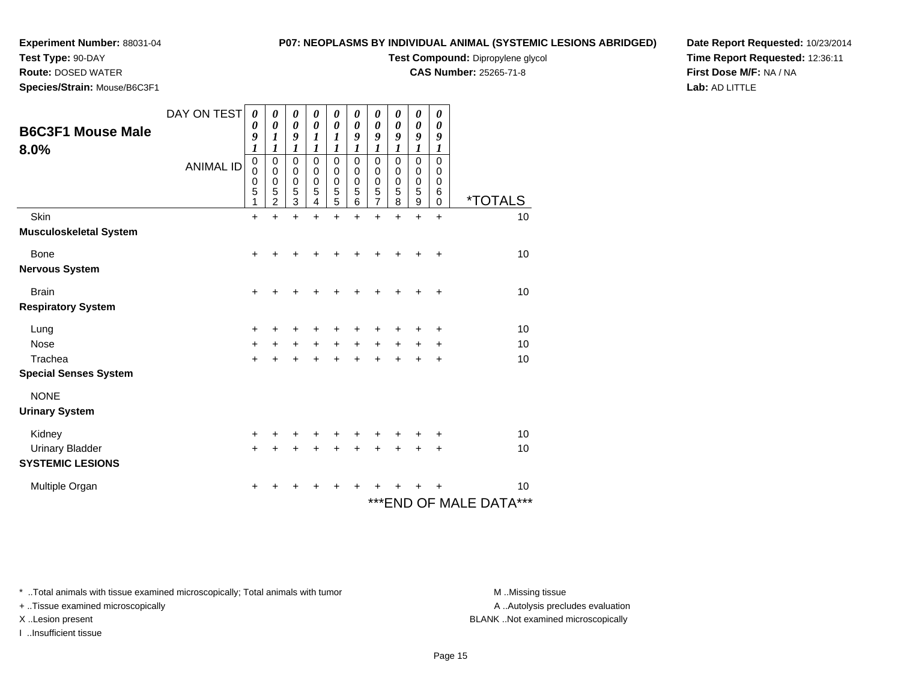**Experiment Number:** 88031-04
**Test Type:** 90-DAY
**Route:** DOSED WATER
**Species/Strain:** Mouse/B6C3F1

**P07: NEOPLASMS BY INDIVIDUAL ANIMAL (SYSTEMIC LESIONS ABRIDGED)**
**Test Compound:** Dipropylene glycol
**CAS Number:** 25265-71-8

**Date Report Requested:** 10/23/2014
**Time Report Requested:** 12:36:11
**First Dose M/F:** NA / NA
**Lab:** AD LITTLE

## B6C3F1 Mouse Male 8.0%

| DAY ON TEST | 0091 | 0011 | 0091 | 0011 | 0011 | 0091 | 0091 | 0091 | 0091 | 0091 | |
|---|---|---|---|---|---|---|---|---|---|---|---|
| ANIMAL ID | 00051 | 00052 | 00053 | 00054 | 00055 | 00056 | 00057 | 00058 | 00059 | 00060 | *TOTALS |
| Skin | + | + | + | + | + | + | + | + | + | + | 10 |
| **Musculoskeletal System** | | | | | | | | | | | |
| Bone | + | + | + | + | + | + | + | + | + | + | 10 |
| **Nervous System** | | | | | | | | | | | |
| Brain | + | + | + | + | + | + | + | + | + | + | 10 |
| **Respiratory System** | | | | | | | | | | | |
| Lung | + | + | + | + | + | + | + | + | + | + | 10 |
| Nose | + | + | + | + | + | + | + | + | + | + | 10 |
| Trachea | + | + | + | + | + | + | + | + | + | + | 10 |
| **Special Senses System** | | | | | | | | | | | |
| NONE | | | | | | | | | | | |
| **Urinary System** | | | | | | | | | | | |
| Kidney | + | + | + | + | + | + | + | + | + | + | 10 |
| Urinary Bladder | + | + | + | + | + | + | + | + | + | + | 10 |
| **SYSTEMIC LESIONS** | | | | | | | | | | | |
| Multiple Organ | + | + | + | + | + | + | + | + | + | + | 10 |

***END OF MALE DATA***

* ..Total animals with tissue examined microscopically; Total animals with tumor
+ ..Tissue examined microscopically
X ..Lesion present
I ..Insufficient tissue

M ..Missing tissue
A ..Autolysis precludes evaluation
BLANK ..Not examined microscopically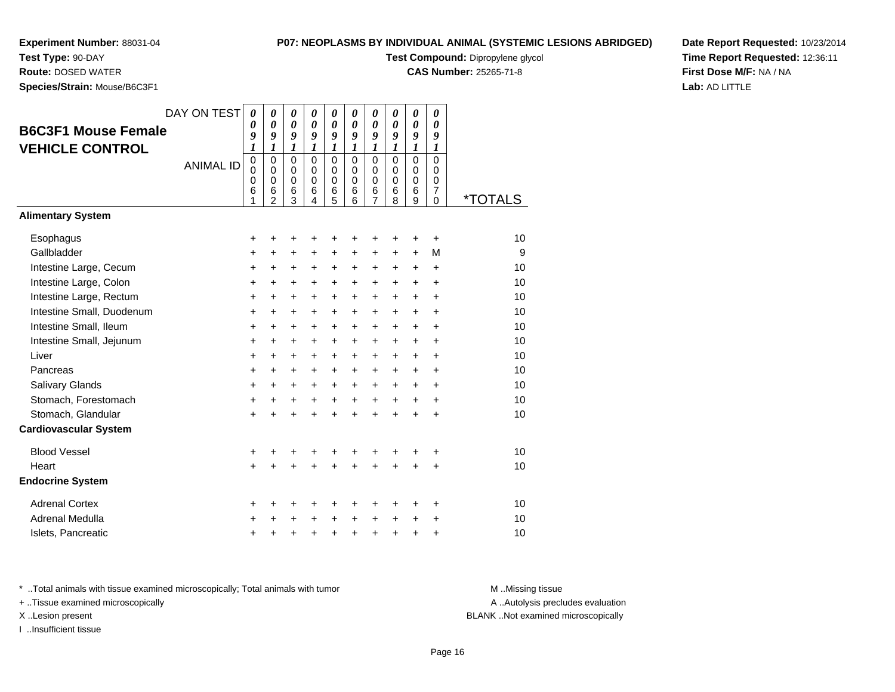**Experiment Number:** 88031-04
**Test Type:** 90-DAY
**Route:** DOSED WATER
**Species/Strain:** Mouse/B6C3F1

**P07: NEOPLASMS BY INDIVIDUAL ANIMAL (SYSTEMIC LESIONS ABRIDGED)**
**Test Compound:** Dipropylene glycol
**CAS Number:** 25265-71-8

**Date Report Requested:** 10/23/2014
**Time Report Requested:** 12:36:11
**First Dose M/F:** NA / NA
**Lab:** AD LITTLE

## B6C3F1 Mouse Female VEHICLE CONTROL

| DAY ON TEST | 0091 | 0091 | 0091 | 0091 | 0091 | 0091 | 0091 | 0091 | 0091 | 0091 | |
|---|---|---|---|---|---|---|---|---|---|---|---|
| **ANIMAL ID** | 00061 | 00062 | 00063 | 00064 | 00065 | 00066 | 00067 | 00068 | 00069 | 00070 | ***TOTALS** |
| **Alimentary System** | | | | | | | | | | | |
| Esophagus | + | + | + | + | + | + | + | + | + | + | 10 |
| Gallbladder | + | + | + | + | + | + | + | + | + | M | 9 |
| Intestine Large, Cecum | + | + | + | + | + | + | + | + | + | + | 10 |
| Intestine Large, Colon | + | + | + | + | + | + | + | + | + | + | 10 |
| Intestine Large, Rectum | + | + | + | + | + | + | + | + | + | + | 10 |
| Intestine Small, Duodenum | + | + | + | + | + | + | + | + | + | + | 10 |
| Intestine Small, Ileum | + | + | + | + | + | + | + | + | + | + | 10 |
| Intestine Small, Jejunum | + | + | + | + | + | + | + | + | + | + | 10 |
| Liver | + | + | + | + | + | + | + | + | + | + | 10 |
| Pancreas | + | + | + | + | + | + | + | + | + | + | 10 |
| Salivary Glands | + | + | + | + | + | + | + | + | + | + | 10 |
| Stomach, Forestomach | + | + | + | + | + | + | + | + | + | + | 10 |
| Stomach, Glandular | + | + | + | + | + | + | + | + | + | + | 10 |
| **Cardiovascular System** | | | | | | | | | | | |
| Blood Vessel | + | + | + | + | + | + | + | + | + | + | 10 |
| Heart | + | + | + | + | + | + | + | + | + | + | 10 |
| **Endocrine System** | | | | | | | | | | | |
| Adrenal Cortex | + | + | + | + | + | + | + | + | + | + | 10 |
| Adrenal Medulla | + | + | + | + | + | + | + | + | + | + | 10 |
| Islets, Pancreatic | + | + | + | + | + | + | + | + | + | + | 10 |

\* ..Total animals with tissue examined microscopically; Total animals with tumor
\+ ..Tissue examined microscopically
X ..Lesion present
I ..Insufficient tissue

M ..Missing tissue
A ..Autolysis precludes evaluation
BLANK ..Not examined microscopically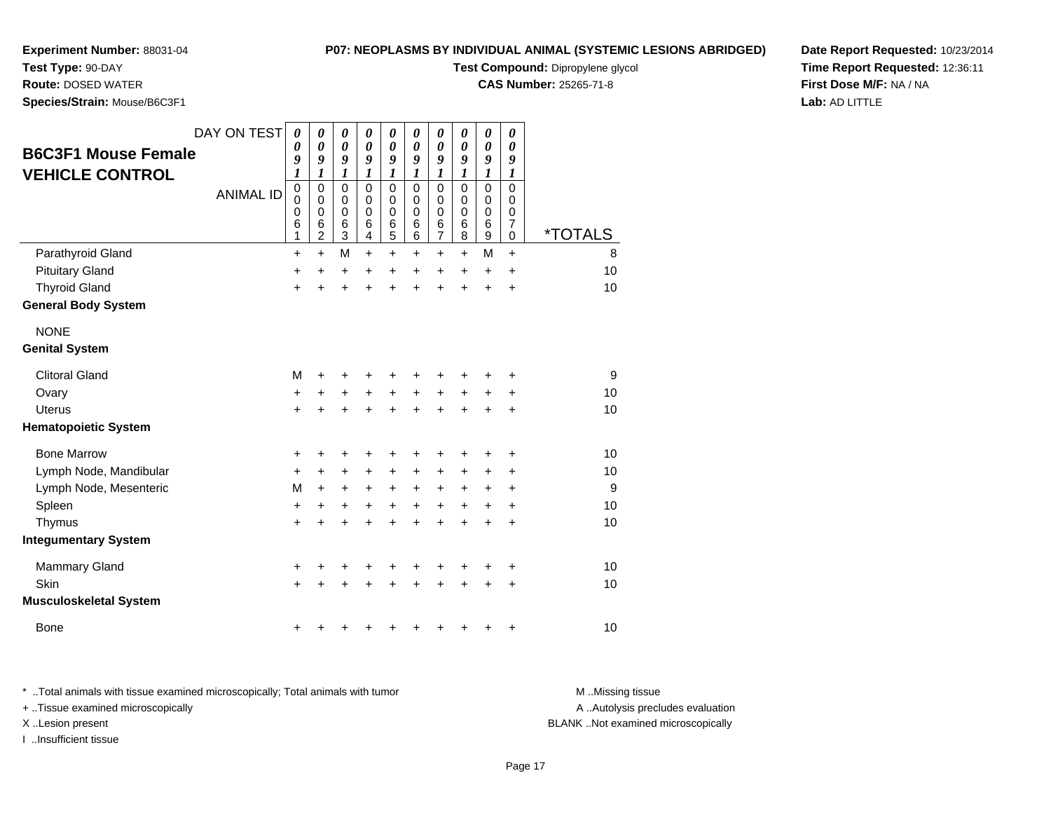**Experiment Number:** 88031-04
**Test Type:** 90-DAY
**Route:** DOSED WATER
**Species/Strain:** Mouse/B6C3F1

**P07: NEOPLASMS BY INDIVIDUAL ANIMAL (SYSTEMIC LESIONS ABRIDGED)**
**Test Compound:** Dipropylene glycol
**CAS Number:** 25265-71-8

**Date Report Requested:** 10/23/2014
**Time Report Requested:** 12:36:11
**First Dose M/F:** NA / NA
**Lab:** AD LITTLE

## B6C3F1 Mouse Female VEHICLE CONTROL

| DAY ON TEST | 0091 | 0091 | 0091 | 0091 | 0091 | 0091 | 0091 | 0091 | 0091 | 0091 | |
|---|---|---|---|---|---|---|---|---|---|---|---|
| ANIMAL ID | 00061 | 00062 | 00063 | 00064 | 00065 | 00066 | 00067 | 00068 | 00069 | 00070 | *TOTALS |
| Parathyroid Gland | + | + | M | + | + | + | + | + | M | + | 8 |
| Pituitary Gland | + | + | + | + | + | + | + | + | + | + | 10 |
| Thyroid Gland | + | + | + | + | + | + | + | + | + | + | 10 |
| **General Body System** | | | | | | | | | | | |
| NONE | | | | | | | | | | | |
| **Genital System** | | | | | | | | | | | |
| Clitoral Gland | M | + | + | + | + | + | + | + | + | + | 9 |
| Ovary | + | + | + | + | + | + | + | + | + | + | 10 |
| Uterus | + | + | + | + | + | + | + | + | + | + | 10 |
| **Hematopoietic System** | | | | | | | | | | | |
| Bone Marrow | + | + | + | + | + | + | + | + | + | + | 10 |
| Lymph Node, Mandibular | + | + | + | + | + | + | + | + | + | + | 10 |
| Lymph Node, Mesenteric | M | + | + | + | + | + | + | + | + | + | 9 |
| Spleen | + | + | + | + | + | + | + | + | + | + | 10 |
| Thymus | + | + | + | + | + | + | + | + | + | + | 10 |
| **Integumentary System** | | | | | | | | | | | |
| Mammary Gland | + | + | + | + | + | + | + | + | + | + | 10 |
| Skin | + | + | + | + | + | + | + | + | + | + | 10 |
| **Musculoskeletal System** | | | | | | | | | | | |
| Bone | + | + | + | + | + | + | + | + | + | + | 10 |

* ..Total animals with tissue examined microscopically; Total animals with tumor
+ ..Tissue examined microscopically
X ..Lesion present
I ..Insufficient tissue

M ..Missing tissue
A ..Autolysis precludes evaluation
BLANK ..Not examined microscopically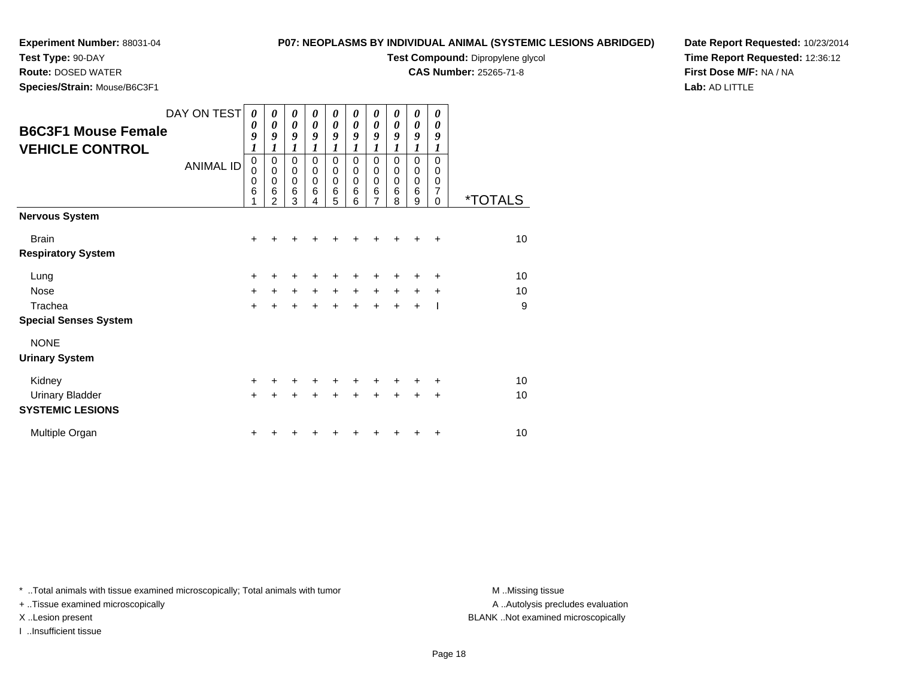**Experiment Number:** 88031-04
**Test Type:** 90-DAY
**Route:** DOSED WATER
**Species/Strain:** Mouse/B6C3F1

**P07: NEOPLASMS BY INDIVIDUAL ANIMAL (SYSTEMIC LESIONS ABRIDGED)**
**Test Compound:** Dipropylene glycol
**CAS Number:** 25265-71-8

**Date Report Requested:** 10/23/2014
**Time Report Requested:** 12:36:12
**First Dose M/F:** NA / NA
**Lab:** AD LITTLE

## B6C3F1 Mouse Female
## VEHICLE CONTROL

| DAY ON TEST | 0091 | 0091 | 0091 | 0091 | 0091 | 0091 | 0091 | 0091 | 0091 | 0091 | |
|---|---|---|---|---|---|---|---|---|---|---|---|
| ANIMAL ID | 00061 | 00062 | 00063 | 00064 | 00065 | 00066 | 00067 | 00068 | 00069 | 00070 | *TOTALS |
| **Nervous System** | | | | | | | | | | | |
| Brain | + | + | + | + | + | + | + | + | + | + | 10 |
| **Respiratory System** | | | | | | | | | | | |
| Lung | + | + | + | + | + | + | + | + | + | + | 10 |
| Nose | + | + | + | + | + | + | + | + | + | + | 10 |
| Trachea | + | + | + | + | + | + | + | + | + | I | 9 |
| **Special Senses System** | | | | | | | | | | | |
| NONE | | | | | | | | | | | |
| **Urinary System** | | | | | | | | | | | |
| Kidney | + | + | + | + | + | + | + | + | + | + | 10 |
| Urinary Bladder | + | + | + | + | + | + | + | + | + | + | 10 |
| **SYSTEMIC LESIONS** | | | | | | | | | | | |
| Multiple Organ | + | + | + | + | + | + | + | + | + | + | 10 |

* ..Total animals with tissue examined microscopically; Total animals with tumor
+ ..Tissue examined microscopically
X ..Lesion present
I ..Insufficient tissue

M ..Missing tissue
A ..Autolysis precludes evaluation
BLANK ..Not examined microscopically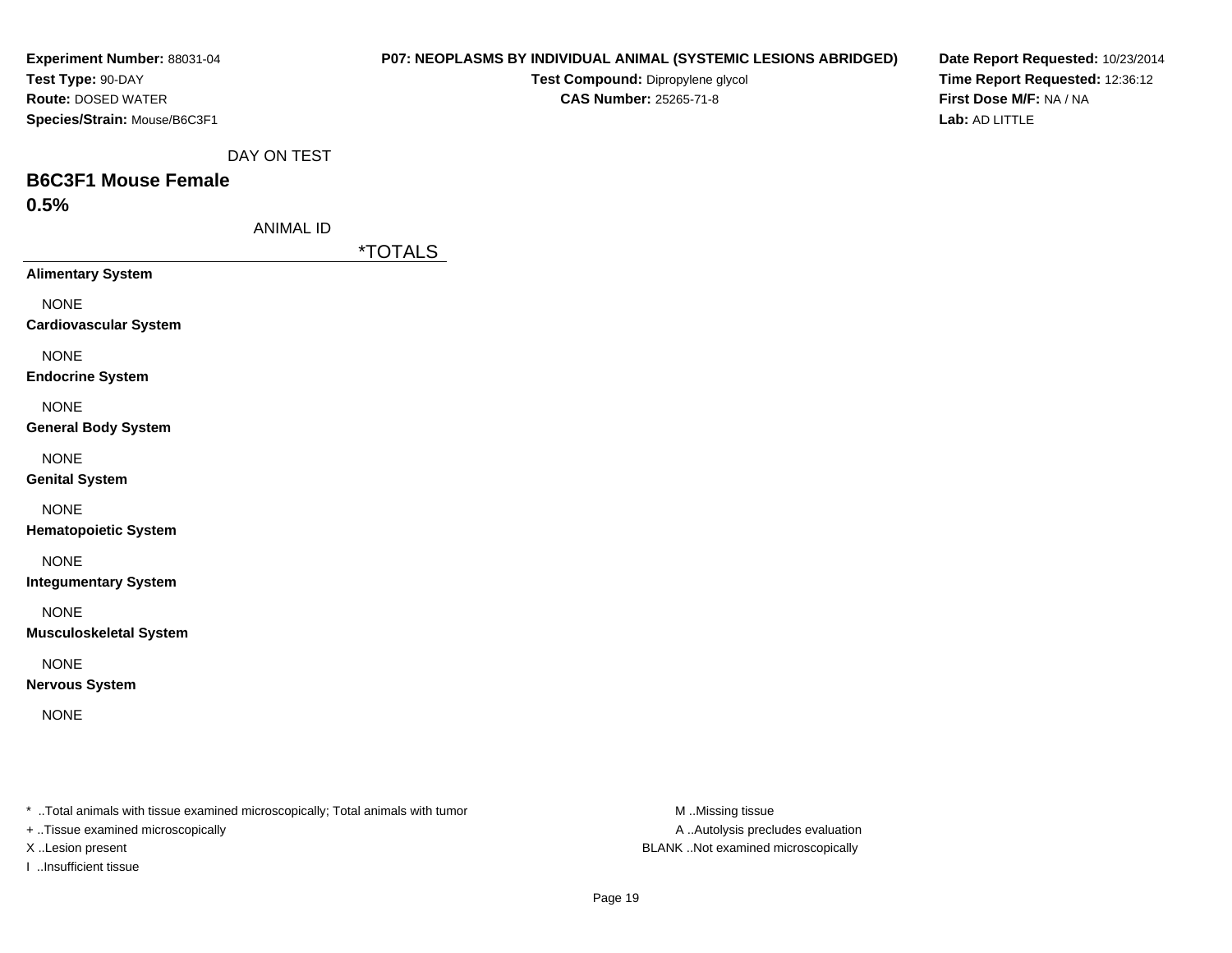**Experiment Number:** 88031-04
**Test Type:** 90-DAY
**Route:** DOSED WATER
**Species/Strain:** Mouse/B6C3F1

**P07: NEOPLASMS BY INDIVIDUAL ANIMAL (SYSTEMIC LESIONS ABRIDGED)**
**Test Compound:** Dipropylene glycol
**CAS Number:** 25265-71-8

**Date Report Requested:** 10/23/2014
**Time Report Requested:** 12:36:12
**First Dose M/F:** NA / NA
**Lab:** AD LITTLE

DAY ON TEST

## B6C3F1 Mouse Female

## 0.5%

ANIMAL ID

| | *TOTALS |
|---|---|
| **Alimentary System** | |
| NONE | |
| **Cardiovascular System** | |
| NONE | |
| **Endocrine System** | |
| NONE | |
| **General Body System** | |
| NONE | |
| **Genital System** | |
| NONE | |
| **Hematopoietic System** | |
| NONE | |
| **Integumentary System** | |
| NONE | |
| **Musculoskeletal System** | |
| NONE | |
| **Nervous System** | |
| NONE | |

* ..Total animals with tissue examined microscopically; Total animals with tumor
+ ..Tissue examined microscopically
X ..Lesion present
I ..Insufficient tissue

M ..Missing tissue
A ..Autolysis precludes evaluation
BLANK ..Not examined microscopically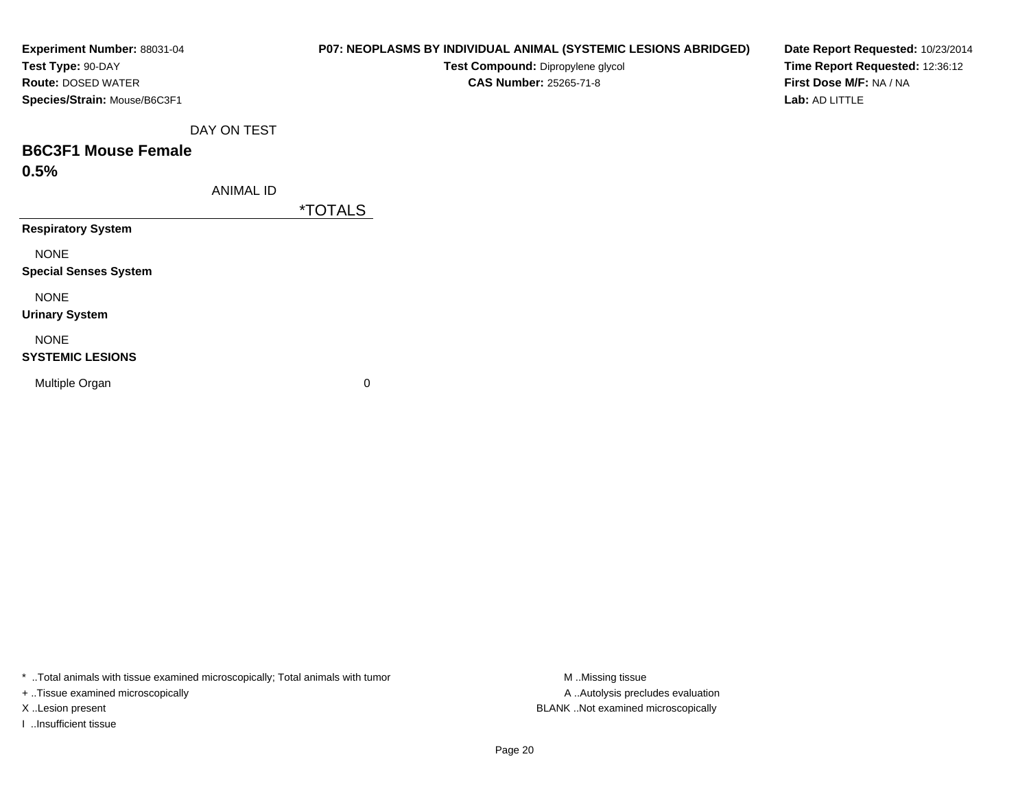**Experiment Number:** 88031-04
**Test Type:** 90-DAY
**Route:** DOSED WATER
**Species/Strain:** Mouse/B6C3F1

**P07: NEOPLASMS BY INDIVIDUAL ANIMAL (SYSTEMIC LESIONS ABRIDGED)**
**Test Compound:** Dipropylene glycol
**CAS Number:** 25265-71-8

**Date Report Requested:** 10/23/2014
**Time Report Requested:** 12:36:12
**First Dose M/F:** NA / NA
**Lab:** AD LITTLE

DAY ON TEST

## B6C3F1 Mouse Female

## 0.5%

| ANIMAL ID | *TOTALS |
|---|---|
| **Respiratory System** | |
| NONE | |
| **Special Senses System** | |
| NONE | |
| **Urinary System** | |
| NONE | |
| **SYSTEMIC LESIONS** | |
| Multiple Organ | 0 |

* ..Total animals with tissue examined microscopically; Total animals with tumor
+ ..Tissue examined microscopically
X ..Lesion present
I ..Insufficient tissue

M ..Missing tissue
A ..Autolysis precludes evaluation
BLANK ..Not examined microscopically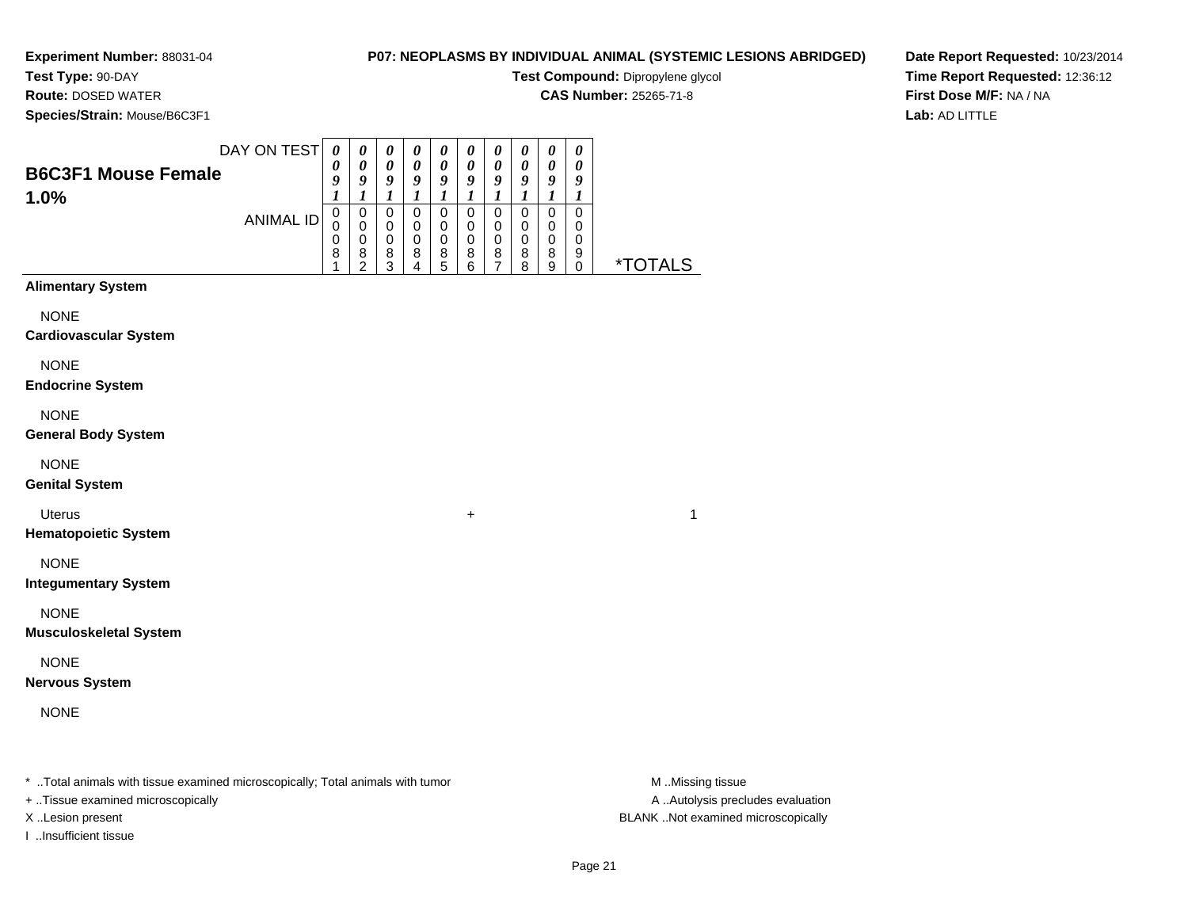**Experiment Number:** 88031-04
**Test Type:** 90-DAY
**Route:** DOSED WATER
**Species/Strain:** Mouse/B6C3F1

**P07: NEOPLASMS BY INDIVIDUAL ANIMAL (SYSTEMIC LESIONS ABRIDGED)**
**Test Compound:** Dipropylene glycol
**CAS Number:** 25265-71-8

**Date Report Requested:** 10/23/2014
**Time Report Requested:** 12:36:12
**First Dose M/F:** NA / NA
**Lab:** AD LITTLE

## B6C3F1 Mouse Female
## 1.0%

| | | | | | | | | | | | |
|---|---|---|---|---|---|---|---|---|---|---|---|
| DAY ON TEST | 0091 | 0091 | 0091 | 0091 | 0091 | 0091 | 0091 | 0091 | 0091 | 0091 | |
| ANIMAL ID | 00081 | 00082 | 00083 | 00084 | 00085 | 00086 | 00087 | 00088 | 00089 | 00090 | *TOTALS |
| **Alimentary System** | | | | | | | | | | | |
| NONE | | | | | | | | | | | |
| **Cardiovascular System** | | | | | | | | | | | |
| NONE | | | | | | | | | | | |
| **Endocrine System** | | | | | | | | | | | |
| NONE | | | | | | | | | | | |
| **General Body System** | | | | | | | | | | | |
| NONE | | | | | | | | | | | |
| **Genital System** | | | | | | | | | | | |
| Uterus | | | | | | + | | | | | 1 |
| **Hematopoietic System** | | | | | | | | | | | |
| NONE | | | | | | | | | | | |
| **Integumentary System** | | | | | | | | | | | |
| NONE | | | | | | | | | | | |
| **Musculoskeletal System** | | | | | | | | | | | |
| NONE | | | | | | | | | | | |
| **Nervous System** | | | | | | | | | | | |
| NONE | | | | | | | | | | | |

\* ..Total animals with tissue examined microscopically; Total animals with tumor
+ ..Tissue examined microscopically
X ..Lesion present
I ..Insufficient tissue

M ..Missing tissue
A ..Autolysis precludes evaluation
BLANK ..Not examined microscopically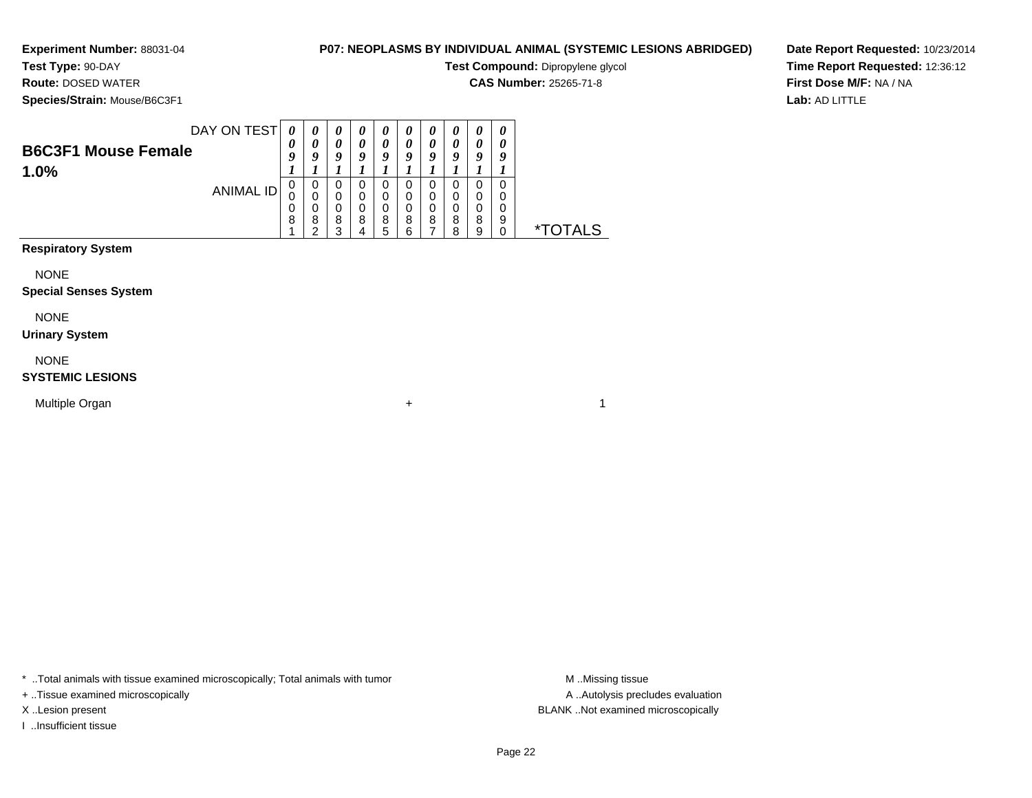**Experiment Number:** 88031-04
**Test Type:** 90-DAY
**Route:** DOSED WATER
**Species/Strain:** Mouse/B6C3F1

**P07: NEOPLASMS BY INDIVIDUAL ANIMAL (SYSTEMIC LESIONS ABRIDGED)**
**Test Compound:** Dipropylene glycol
**CAS Number:** 25265-71-8

**Date Report Requested:** 10/23/2014
**Time Report Requested:** 12:36:12
**First Dose M/F:** NA / NA
**Lab:** AD LITTLE

## B6C3F1 Mouse Female 1.0%

| DAY ON TEST | 0091 | 0091 | 0091 | 0091 | 0091 | 0091 | 0091 | 0091 | 0091 | 0091 | |
|---|---|---|---|---|---|---|---|---|---|---|---|
| ANIMAL ID | 00081 | 00082 | 00083 | 00084 | 00085 | 00086 | 00087 | 00088 | 00089 | 00090 | *TOTALS |
| **Respiratory System** | | | | | | | | | | | |
| NONE | | | | | | | | | | | |
| **Special Senses System** | | | | | | | | | | | |
| NONE | | | | | | | | | | | |
| **Urinary System** | | | | | | | | | | | |
| NONE | | | | | | | | | | | |
| **SYSTEMIC LESIONS** | | | | | | | | | | | |
| Multiple Organ | | | | | | + | | | | | 1 |

* ..Total animals with tissue examined microscopically; Total animals with tumor
+ ..Tissue examined microscopically
X ..Lesion present
I ..Insufficient tissue

M ..Missing tissue
A ..Autolysis precludes evaluation
BLANK ..Not examined microscopically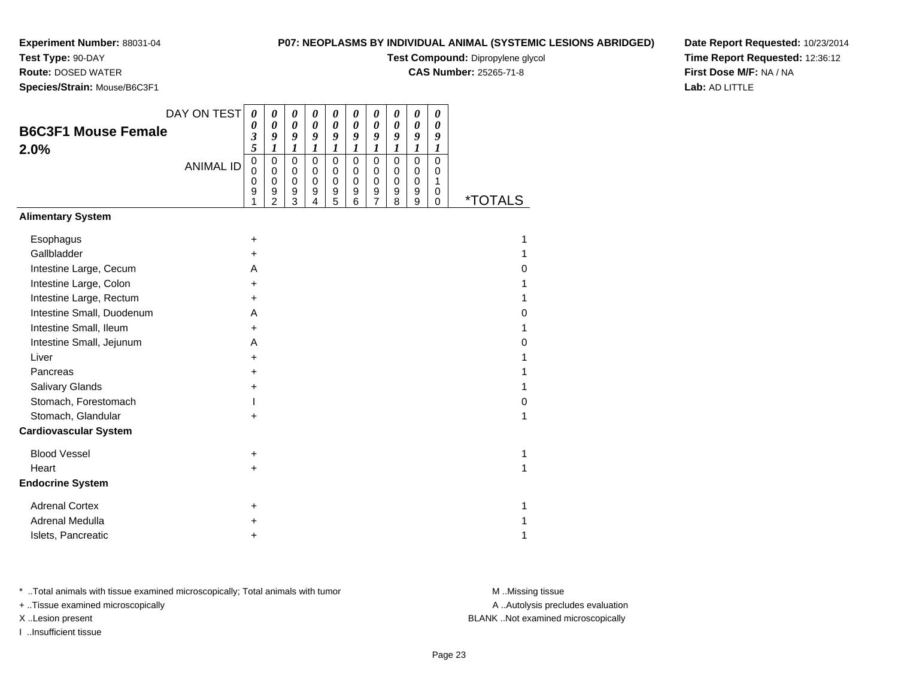**Experiment Number:** 88031-04
**Test Type:** 90-DAY
**Route:** DOSED WATER
**Species/Strain:** Mouse/B6C3F1

**P07: NEOPLASMS BY INDIVIDUAL ANIMAL (SYSTEMIC LESIONS ABRIDGED)**
**Test Compound:** Dipropylene glycol
**CAS Number:** 25265-71-8

**Date Report Requested:** 10/23/2014
**Time Report Requested:** 12:36:12
**First Dose M/F:** NA / NA
**Lab:** AD LITTLE

## B6C3F1 Mouse Female 2.0%

| DAY ON TEST | 0035 | 0091 | 0091 | 0091 | 0091 | 0091 | 0091 | 0091 | 0091 | 0091 | |
|---|---|---|---|---|---|---|---|---|---|---|---|
| **ANIMAL ID** | 00091 | 00092 | 00093 | 00094 | 00095 | 00096 | 00097 | 00098 | 00099 | 00100 | ***TOTALS** |
| **Alimentary System** | | | | | | | | | | | |
| Esophagus | + | | | | | | | | | | 1 |
| Gallbladder | + | | | | | | | | | | 1 |
| Intestine Large, Cecum | A | | | | | | | | | | 0 |
| Intestine Large, Colon | + | | | | | | | | | | 1 |
| Intestine Large, Rectum | + | | | | | | | | | | 1 |
| Intestine Small, Duodenum | A | | | | | | | | | | 0 |
| Intestine Small, Ileum | + | | | | | | | | | | 1 |
| Intestine Small, Jejunum | A | | | | | | | | | | 0 |
| Liver | + | | | | | | | | | | 1 |
| Pancreas | + | | | | | | | | | | 1 |
| Salivary Glands | + | | | | | | | | | | 1 |
| Stomach, Forestomach | I | | | | | | | | | | 0 |
| Stomach, Glandular | + | | | | | | | | | | 1 |
| **Cardiovascular System** | | | | | | | | | | | |
| Blood Vessel | + | | | | | | | | | | 1 |
| Heart | + | | | | | | | | | | 1 |
| **Endocrine System** | | | | | | | | | | | |
| Adrenal Cortex | + | | | | | | | | | | 1 |
| Adrenal Medulla | + | | | | | | | | | | 1 |
| Islets, Pancreatic | + | | | | | | | | | | 1 |

* ..Total animals with tissue examined microscopically; Total animals with tumor
+ ..Tissue examined microscopically
X ..Lesion present
I ..Insufficient tissue

M ..Missing tissue
A ..Autolysis precludes evaluation
BLANK ..Not examined microscopically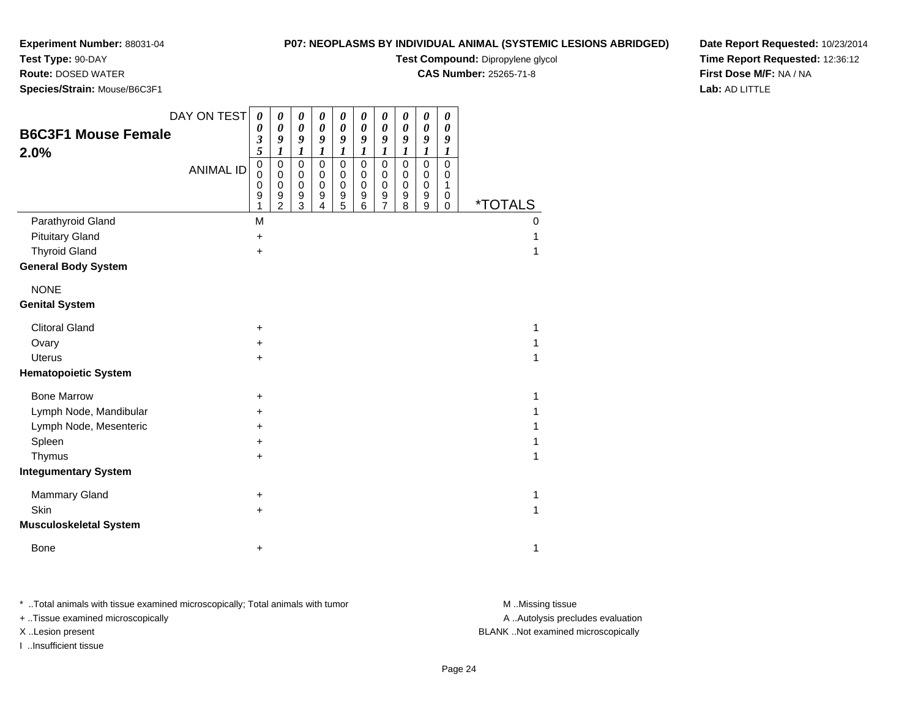**Experiment Number:** 88031-04
**Test Type:** 90-DAY
**Route:** DOSED WATER
**Species/Strain:** Mouse/B6C3F1

**P07: NEOPLASMS BY INDIVIDUAL ANIMAL (SYSTEMIC LESIONS ABRIDGED)**
**Test Compound:** Dipropylene glycol
**CAS Number:** 25265-71-8

**Date Report Requested:** 10/23/2014
**Time Report Requested:** 12:36:12
**First Dose M/F:** NA / NA
**Lab:** AD LITTLE

## B6C3F1 Mouse Female 2.0%

| DAY ON TEST | 0035 | 0091 | 0091 | 0091 | 0091 | 0091 | 0091 | 0091 | 0091 | 0091 | |
|---|---|---|---|---|---|---|---|---|---|---|---|
| ANIMAL ID | 00091 | 00092 | 00093 | 00094 | 00095 | 00096 | 00097 | 00098 | 00099 | 00100 | *TOTALS |
| Parathyroid Gland | M | | | | | | | | | | 0 |
| Pituitary Gland | + | | | | | | | | | | 1 |
| Thyroid Gland | + | | | | | | | | | | 1 |
| **General Body System** | | | | | | | | | | | |
| NONE | | | | | | | | | | | |
| **Genital System** | | | | | | | | | | | |
| Clitoral Gland | + | | | | | | | | | | 1 |
| Ovary | + | | | | | | | | | | 1 |
| Uterus | + | | | | | | | | | | 1 |
| **Hematopoietic System** | | | | | | | | | | | |
| Bone Marrow | + | | | | | | | | | | 1 |
| Lymph Node, Mandibular | + | | | | | | | | | | 1 |
| Lymph Node, Mesenteric | + | | | | | | | | | | 1 |
| Spleen | + | | | | | | | | | | 1 |
| Thymus | + | | | | | | | | | | 1 |
| **Integumentary System** | | | | | | | | | | | |
| Mammary Gland | + | | | | | | | | | | 1 |
| Skin | + | | | | | | | | | | 1 |
| **Musculoskeletal System** | | | | | | | | | | | |
| Bone | + | | | | | | | | | | 1 |

* ..Total animals with tissue examined microscopically; Total animals with tumor
+ ..Tissue examined microscopically
X ..Lesion present
I ..Insufficient tissue

M ..Missing tissue
A ..Autolysis precludes evaluation
BLANK ..Not examined microscopically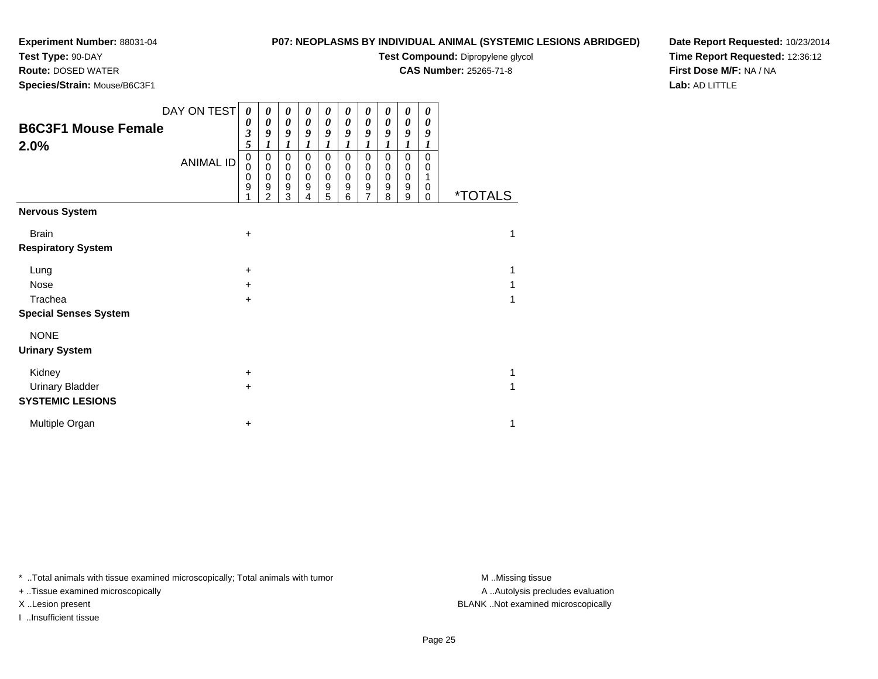**Experiment Number:** 88031-04
**Test Type:** 90-DAY
**Route:** DOSED WATER
**Species/Strain:** Mouse/B6C3F1

**P07: NEOPLASMS BY INDIVIDUAL ANIMAL (SYSTEMIC LESIONS ABRIDGED)**
**Test Compound:** Dipropylene glycol
**CAS Number:** 25265-71-8

**Date Report Requested:** 10/23/2014
**Time Report Requested:** 12:36:12
**First Dose M/F:** NA / NA
**Lab:** AD LITTLE

## B6C3F1 Mouse Female 2.0%

| DAY ON TEST | 0035 | 0091 | 0091 | 0091 | 0091 | 0091 | 0091 | 0091 | 0091 | 0091 | |
|---|---|---|---|---|---|---|---|---|---|---|---|
| ANIMAL ID | 00091 | 00092 | 00093 | 00094 | 00095 | 00096 | 00097 | 00098 | 00099 | 00100 | *TOTALS |
| **Nervous System** | | | | | | | | | | | |
| Brain | + | | | | | | | | | | 1 |
| **Respiratory System** | | | | | | | | | | | |
| Lung | + | | | | | | | | | | 1 |
| Nose | + | | | | | | | | | | 1 |
| Trachea | + | | | | | | | | | | 1 |
| **Special Senses System** | | | | | | | | | | | |
| NONE | | | | | | | | | | | |
| **Urinary System** | | | | | | | | | | | |
| Kidney | + | | | | | | | | | | 1 |
| Urinary Bladder | + | | | | | | | | | | 1 |
| **SYSTEMIC LESIONS** | | | | | | | | | | | |
| Multiple Organ | + | | | | | | | | | | 1 |

* ..Total animals with tissue examined microscopically; Total animals with tumor
+ ..Tissue examined microscopically
X ..Lesion present
I ..Insufficient tissue

M ..Missing tissue
A ..Autolysis precludes evaluation
BLANK ..Not examined microscopically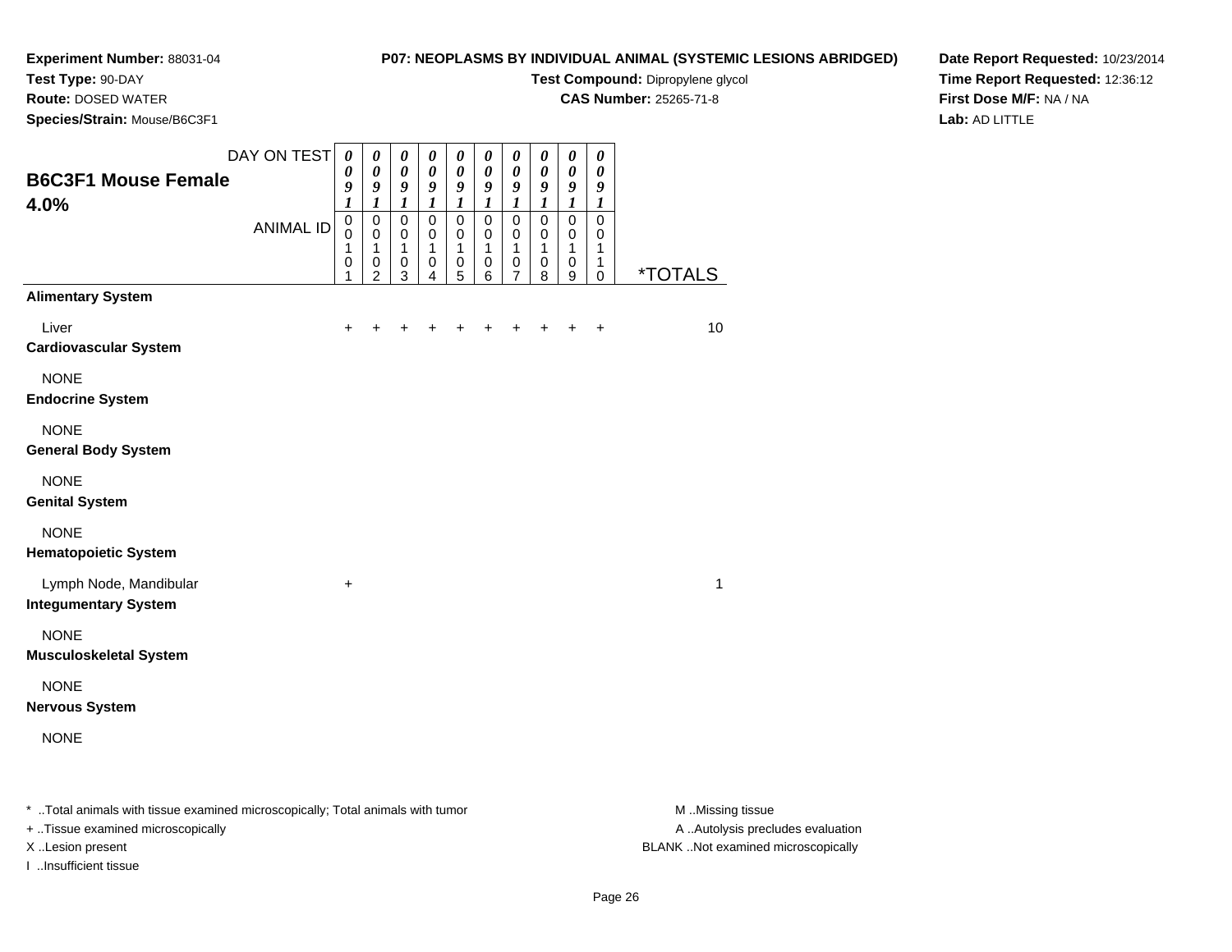**Experiment Number:** 88031-04
**Test Type:** 90-DAY
**Route:** DOSED WATER
**Species/Strain:** Mouse/B6C3F1

**P07: NEOPLASMS BY INDIVIDUAL ANIMAL (SYSTEMIC LESIONS ABRIDGED)**
**Test Compound:** Dipropylene glycol
**CAS Number:** 25265-71-8

**Date Report Requested:** 10/23/2014
**Time Report Requested:** 12:36:12
**First Dose M/F:** NA / NA
**Lab:** AD LITTLE

## B6C3F1 Mouse Female 4.0%

| DAY ON TEST | 0091 | 0091 | 0091 | 0091 | 0091 | 0091 | 0091 | 0091 | 0091 | 0091 | |
|---|---|---|---|---|---|---|---|---|---|---|---|
| **ANIMAL ID** | 00101 | 00102 | 00103 | 00104 | 00105 | 00106 | 00107 | 00108 | 00109 | 00110 | ***TOTALS** |
| **Alimentary System** | | | | | | | | | | | |
| Liver | + | + | + | + | + | + | + | + | + | + | 10 |
| **Cardiovascular System** | | | | | | | | | | | |
| NONE | | | | | | | | | | | |
| **Endocrine System** | | | | | | | | | | | |
| NONE | | | | | | | | | | | |
| **General Body System** | | | | | | | | | | | |
| NONE | | | | | | | | | | | |
| **Genital System** | | | | | | | | | | | |
| NONE | | | | | | | | | | | |
| **Hematopoietic System** | | | | | | | | | | | |
| Lymph Node, Mandibular | + | | | | | | | | | | 1 |
| **Integumentary System** | | | | | | | | | | | |
| NONE | | | | | | | | | | | |
| **Musculoskeletal System** | | | | | | | | | | | |
| NONE | | | | | | | | | | | |
| **Nervous System** | | | | | | | | | | | |
| NONE | | | | | | | | | | | |

* ..Total animals with tissue examined microscopically; Total animals with tumor
+ ..Tissue examined microscopically
X ..Lesion present
I ..Insufficient tissue

M ..Missing tissue
A ..Autolysis precludes evaluation
BLANK ..Not examined microscopically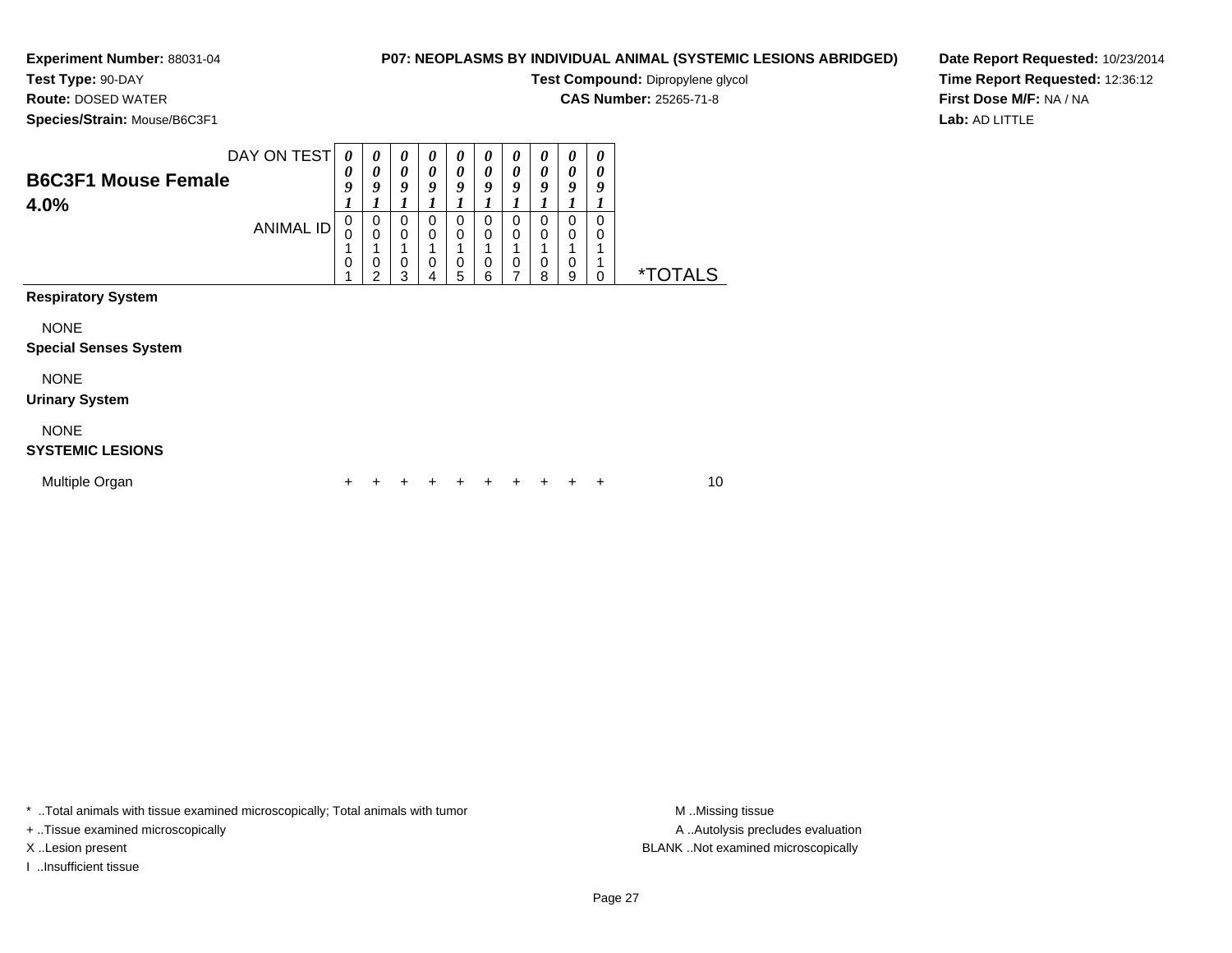**Experiment Number:** 88031-04
**Test Type:** 90-DAY
**Route:** DOSED WATER
**Species/Strain:** Mouse/B6C3F1

**P07: NEOPLASMS BY INDIVIDUAL ANIMAL (SYSTEMIC LESIONS ABRIDGED)**
**Test Compound:** Dipropylene glycol
**CAS Number:** 25265-71-8

**Date Report Requested:** 10/23/2014
**Time Report Requested:** 12:36:12
**First Dose M/F:** NA / NA
**Lab:** AD LITTLE

## B6C3F1 Mouse Female 4.0%

| DAY ON TEST | 0091 | 0091 | 0091 | 0091 | 0091 | 0091 | 0091 | 0091 | 0091 | 0091 | |
|---|---|---|---|---|---|---|---|---|---|---|---|
| ANIMAL ID | 00101 | 00102 | 00103 | 00104 | 00105 | 00106 | 00107 | 00108 | 00109 | 00110 | *TOTALS |
| **Respiratory System** | | | | | | | | | | | |
| NONE | | | | | | | | | | | |
| **Special Senses System** | | | | | | | | | | | |
| NONE | | | | | | | | | | | |
| **Urinary System** | | | | | | | | | | | |
| NONE | | | | | | | | | | | |
| **SYSTEMIC LESIONS** | | | | | | | | | | | |
| Multiple Organ | + | + | + | + | + | + | + | + | + | + | 10 |

* ..Total animals with tissue examined microscopically; Total animals with tumor
+ ..Tissue examined microscopically
X ..Lesion present
I ..Insufficient tissue

M ..Missing tissue
A ..Autolysis precludes evaluation
BLANK ..Not examined microscopically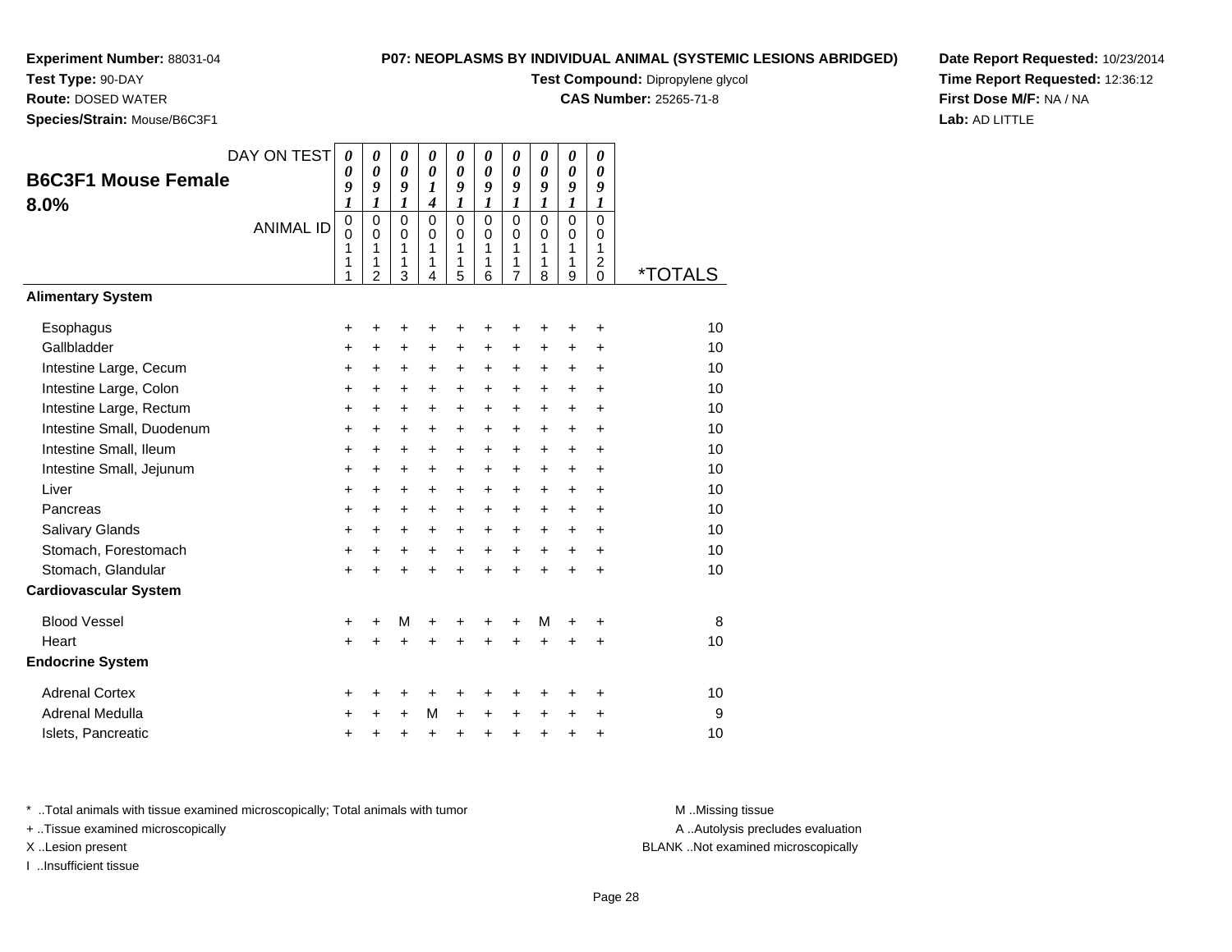**Experiment Number:** 88031-04
**Test Type:** 90-DAY
**Route:** DOSED WATER
**Species/Strain:** Mouse/B6C3F1

**P07: NEOPLASMS BY INDIVIDUAL ANIMAL (SYSTEMIC LESIONS ABRIDGED)**
**Test Compound:** Dipropylene glycol
**CAS Number:** 25265-71-8

**Date Report Requested:** 10/23/2014
**Time Report Requested:** 12:36:12
**First Dose M/F:** NA / NA
**Lab:** AD LITTLE

## B6C3F1 Mouse Female 8.0%

| DAY ON TEST | 0091 | 0091 | 0091 | 0014 | 0091 | 0091 | 0091 | 0091 | 0091 | 0091 | |
|---|---|---|---|---|---|---|---|---|---|---|---|
| **ANIMAL ID** | 00111 | 00112 | 00113 | 00114 | 00115 | 00116 | 00117 | 00118 | 00119 | 00120 | ***TOTALS** |
| **Alimentary System** | | | | | | | | | | | |
| Esophagus | + | + | + | + | + | + | + | + | + | + | 10 |
| Gallbladder | + | + | + | + | + | + | + | + | + | + | 10 |
| Intestine Large, Cecum | + | + | + | + | + | + | + | + | + | + | 10 |
| Intestine Large, Colon | + | + | + | + | + | + | + | + | + | + | 10 |
| Intestine Large, Rectum | + | + | + | + | + | + | + | + | + | + | 10 |
| Intestine Small, Duodenum | + | + | + | + | + | + | + | + | + | + | 10 |
| Intestine Small, Ileum | + | + | + | + | + | + | + | + | + | + | 10 |
| Intestine Small, Jejunum | + | + | + | + | + | + | + | + | + | + | 10 |
| Liver | + | + | + | + | + | + | + | + | + | + | 10 |
| Pancreas | + | + | + | + | + | + | + | + | + | + | 10 |
| Salivary Glands | + | + | + | + | + | + | + | + | + | + | 10 |
| Stomach, Forestomach | + | + | + | + | + | + | + | + | + | + | 10 |
| Stomach, Glandular | + | + | + | + | + | + | + | + | + | + | 10 |
| **Cardiovascular System** | | | | | | | | | | | |
| Blood Vessel | + | + | M | + | + | + | + | M | + | + | 8 |
| Heart | + | + | + | + | + | + | + | + | + | + | 10 |
| **Endocrine System** | | | | | | | | | | | |
| Adrenal Cortex | + | + | + | + | + | + | + | + | + | + | 10 |
| Adrenal Medulla | + | + | + | M | + | + | + | + | + | + | 9 |
| Islets, Pancreatic | + | + | + | + | + | + | + | + | + | + | 10 |

\* ..Total animals with tissue examined microscopically; Total animals with tumor
+ ..Tissue examined microscopically
X ..Lesion present
I ..Insufficient tissue

M ..Missing tissue
A ..Autolysis precludes evaluation
BLANK ..Not examined microscopically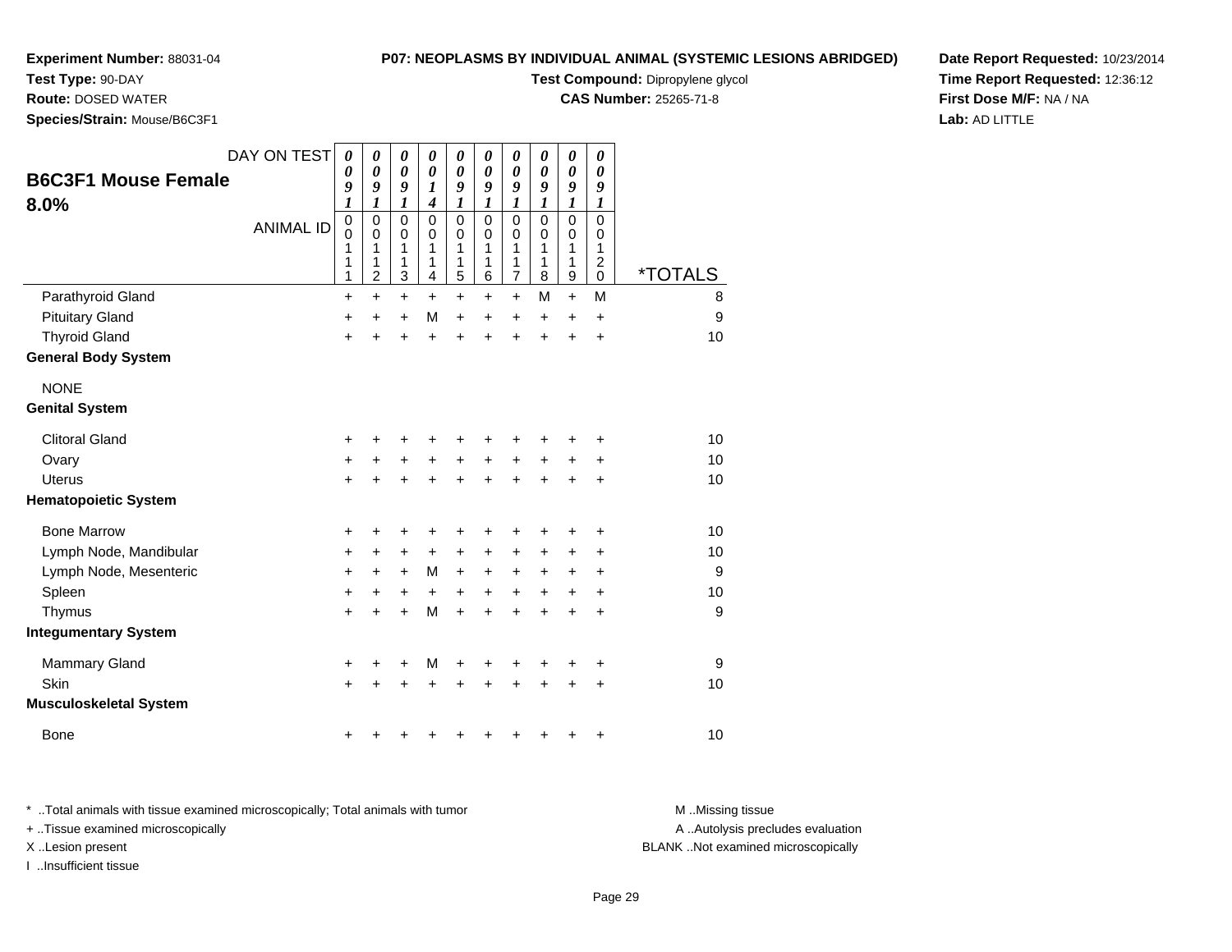**Experiment Number:** 88031-04
**Test Type:** 90-DAY
**Route:** DOSED WATER
**Species/Strain:** Mouse/B6C3F1

**P07: NEOPLASMS BY INDIVIDUAL ANIMAL (SYSTEMIC LESIONS ABRIDGED)**
**Test Compound:** Dipropylene glycol
**CAS Number:** 25265-71-8

**Date Report Requested:** 10/23/2014
**Time Report Requested:** 12:36:12
**First Dose M/F:** NA / NA
**Lab:** AD LITTLE

## B6C3F1 Mouse Female 8.0%

| DAY ON TEST | 0091 | 0091 | 0091 | 0014 | 0091 | 0091 | 0091 | 0091 | 0091 | 0091 | |
|---|---|---|---|---|---|---|---|---|---|---|---|
| **ANIMAL ID** | 00111 | 00112 | 00113 | 00114 | 00115 | 00116 | 00117 | 00118 | 00119 | 00120 | ***TOTALS** |
| Parathyroid Gland | + | + | + | + | + | + | + | M | + | M | 8 |
| Pituitary Gland | + | + | + | M | + | + | + | + | + | + | 9 |
| Thyroid Gland | + | + | + | + | + | + | + | + | + | + | 10 |
| **General Body System** | | | | | | | | | | | |
| NONE | | | | | | | | | | | |
| **Genital System** | | | | | | | | | | | |
| Clitoral Gland | + | + | + | + | + | + | + | + | + | + | 10 |
| Ovary | + | + | + | + | + | + | + | + | + | + | 10 |
| Uterus | + | + | + | + | + | + | + | + | + | + | 10 |
| **Hematopoietic System** | | | | | | | | | | | |
| Bone Marrow | + | + | + | + | + | + | + | + | + | + | 10 |
| Lymph Node, Mandibular | + | + | + | + | + | + | + | + | + | + | 10 |
| Lymph Node, Mesenteric | + | + | + | M | + | + | + | + | + | + | 9 |
| Spleen | + | + | + | + | + | + | + | + | + | + | 10 |
| Thymus | + | + | + | M | + | + | + | + | + | + | 9 |
| **Integumentary System** | | | | | | | | | | | |
| Mammary Gland | + | + | + | M | + | + | + | + | + | + | 9 |
| Skin | + | + | + | + | + | + | + | + | + | + | 10 |
| **Musculoskeletal System** | | | | | | | | | | | |
| Bone | + | + | + | + | + | + | + | + | + | + | 10 |

* ..Total animals with tissue examined microscopically; Total animals with tumor
+ ..Tissue examined microscopically
X ..Lesion present
I ..Insufficient tissue

M ..Missing tissue
A ..Autolysis precludes evaluation
BLANK ..Not examined microscopically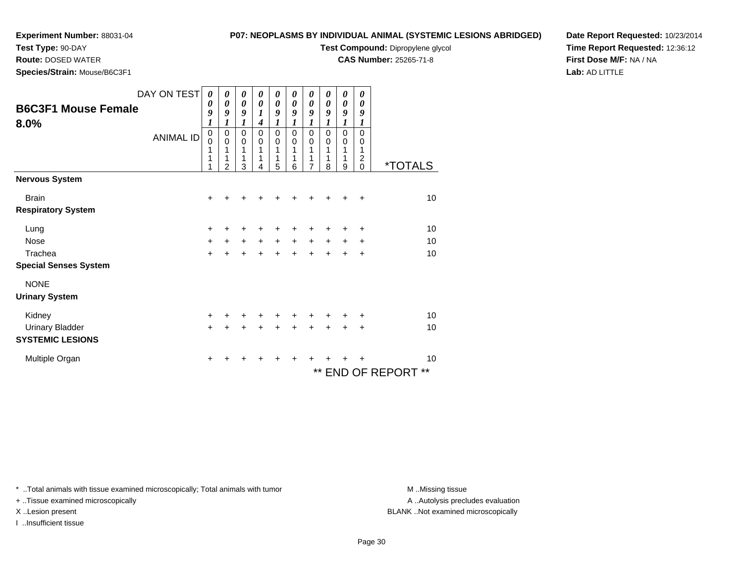**Experiment Number:** 88031-04
**Test Type:** 90-DAY
**Route:** DOSED WATER
**Species/Strain:** Mouse/B6C3F1

**P07: NEOPLASMS BY INDIVIDUAL ANIMAL (SYSTEMIC LESIONS ABRIDGED)**
**Test Compound:** Dipropylene glycol
**CAS Number:** 25265-71-8

**Date Report Requested:** 10/23/2014
**Time Report Requested:** 12:36:12
**First Dose M/F:** NA / NA
**Lab:** AD LITTLE

## B6C3F1 Mouse Female 8.0%

| DAY ON TEST | 0091 | 0091 | 0091 | 0014 | 0091 | 0091 | 0091 | 0091 | 0091 | 0091 | |
|---|---|---|---|---|---|---|---|---|---|---|---|
| ANIMAL ID | 00111 | 00112 | 00113 | 00114 | 00115 | 00116 | 00117 | 00118 | 00119 | 00120 | *TOTALS |
| **Nervous System** | | | | | | | | | | | |
| Brain | + | + | + | + | + | + | + | + | + | + | 10 |
| **Respiratory System** | | | | | | | | | | | |
| Lung | + | + | + | + | + | + | + | + | + | + | 10 |
| Nose | + | + | + | + | + | + | + | + | + | + | 10 |
| Trachea | + | + | + | + | + | + | + | + | + | + | 10 |
| **Special Senses System** | | | | | | | | | | | |
| NONE | | | | | | | | | | | |
| **Urinary System** | | | | | | | | | | | |
| Kidney | + | + | + | + | + | + | + | + | + | + | 10 |
| Urinary Bladder | + | + | + | + | + | + | + | + | + | + | 10 |
| **SYSTEMIC LESIONS** | | | | | | | | | | | |
| Multiple Organ | + | + | + | + | + | + | + | + | + | + | 10 |

** END OF REPORT **

* ..Total animals with tissue examined microscopically; Total animals with tumor
+ ..Tissue examined microscopically
X ..Lesion present
I ..Insufficient tissue

M ..Missing tissue
A ..Autolysis precludes evaluation
BLANK ..Not examined microscopically